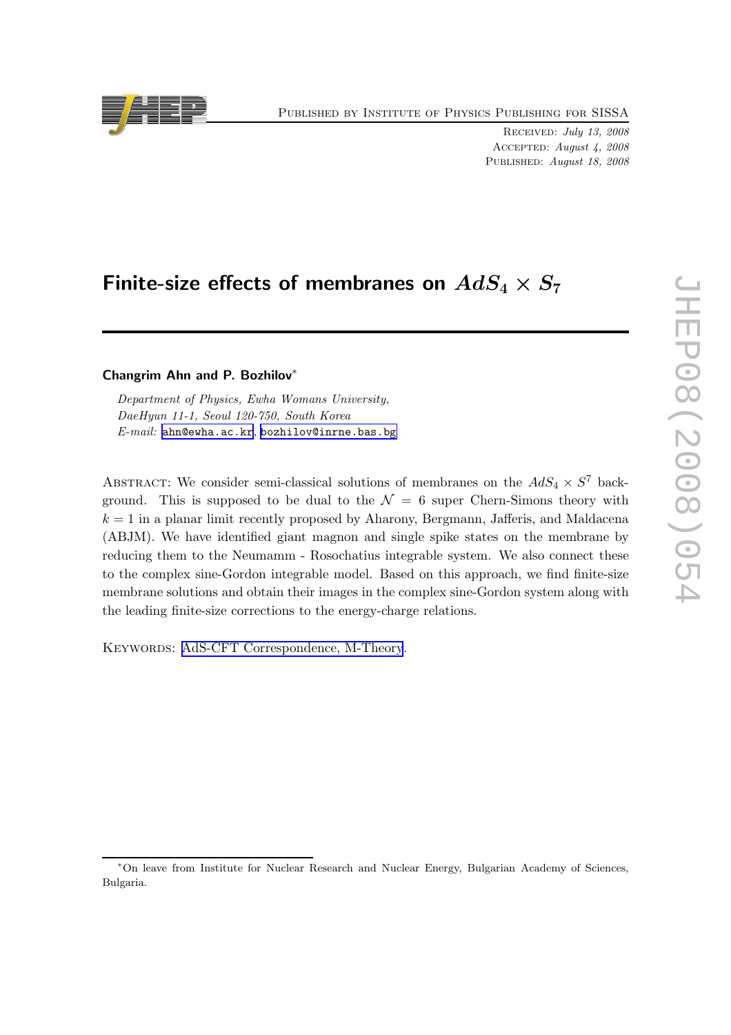# Finite-size effects of membranes on $AdS_4 \times S_7$

**Changrim Ahn and P. Bozhilov**[*]

*Department of Physics, Ewha Womans University,*
*DaeHyun 11-1, Seoul 120-750, South Korea*
*E-mail:* ahn@ewha.ac.kr, bozhilov@inrne.bas.bg

Abstract: We consider semi-classical solutions of membranes on the $AdS_4 \times S^7$ background. This is supposed to be dual to the $\mathcal{N} = 6$ super Chern-Simons theory with $k = 1$ in a planar limit recently proposed by Aharony, Bergmann, Jafferis, and Maldacena (ABJM). We have identified giant magnon and single spike states on the membrane by reducing them to the Neumamm - Rosochatius integrable system. We also connect these to the complex sine-Gordon integrable model. Based on this approach, we find finite-size membrane solutions and obtain their images in the complex sine-Gordon system along with the leading finite-size corrections to the energy-charge relations.

Keywords: AdS-CFT Correspondence, M-Theory.

[*]On leave from Institute for Nuclear Research and Nuclear Energy, Bulgarian Academy of Sciences, Bulgaria.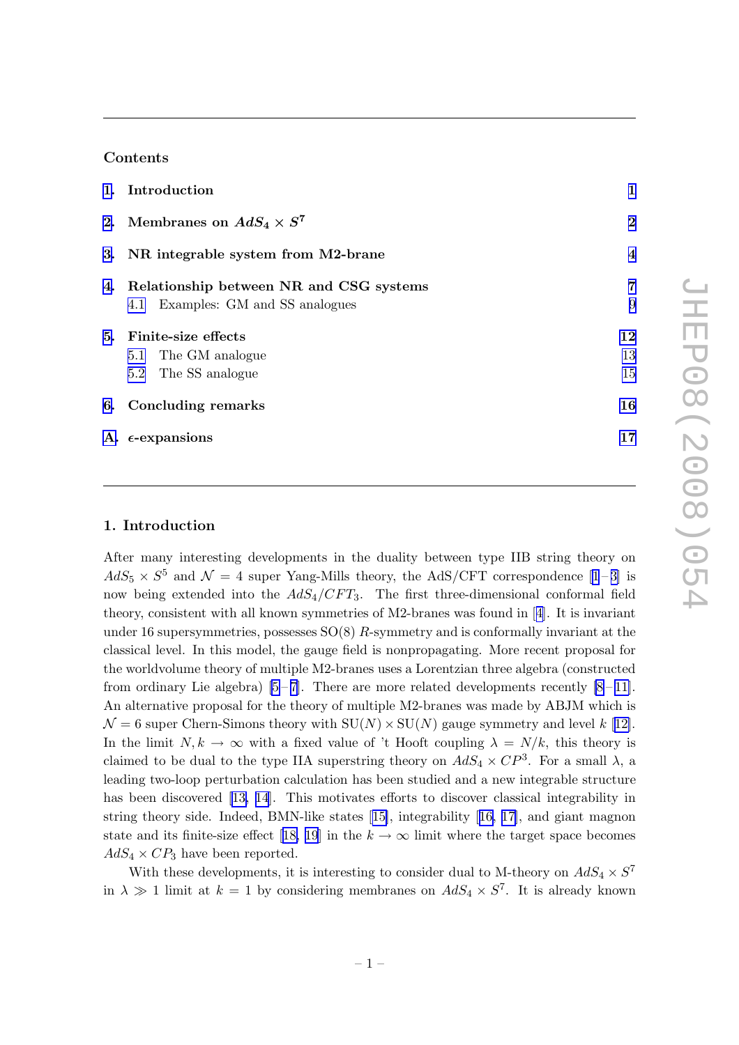## Contents

| | | |
|---|---|---|
| **1.** | **Introduction** | **1** |
| **2.** | **Membranes on $AdS_4 \times S^7$** | **2** |
| **3.** | **NR integrable system from M2-brane** | **4** |
| **4.** | **Relationship between NR and CSG systems** | **7** |
| | 4.1 Examples: GM and SS analogues | 9 |
| **5.** | **Finite-size effects** | **12** |
| | 5.1 The GM analogue | 13 |
| | 5.2 The SS analogue | 15 |
| **6.** | **Concluding remarks** | **16** |
| **A.** | **$\epsilon$-expansions** | **17** |

## 1. Introduction

After many interesting developments in the duality between type IIB string theory on $AdS_5 \times S^5$ and $\mathcal{N} = 4$ super Yang-Mills theory, the AdS/CFT correspondence [1–3] is now being extended into the $AdS_4/CFT_3$. The first three-dimensional conformal field theory, consistent with all known symmetries of M2-branes was found in [4]. It is invariant under 16 supersymmetries, possesses SO(8) $R$-symmetry and is conformally invariant at the classical level. In this model, the gauge field is nonpropagating. More recent proposal for the worldvolume theory of multiple M2-branes uses a Lorentzian three algebra (constructed from ordinary Lie algebra) [5–7]. There are more related developments recently [8–11]. An alternative proposal for the theory of multiple M2-branes was made by ABJM which is $\mathcal{N} = 6$ super Chern-Simons theory with $\mathrm{SU}(N) \times \mathrm{SU}(N)$ gauge symmetry and level $k$ [12]. In the limit $N, k \to \infty$ with a fixed value of 't Hooft coupling $\lambda = N/k$, this theory is claimed to be dual to the type IIA superstring theory on $AdS_4 \times CP^3$. For a small $\lambda$, a leading two-loop perturbation calculation has been studied and a new integrable structure has been discovered [13, 14]. This motivates efforts to discover classical integrability in string theory side. Indeed, BMN-like states [15], integrability [16, 17], and giant magnon state and its finite-size effect [18, 19] in the $k \to \infty$ limit where the target space becomes $AdS_4 \times CP_3$ have been reported.

With these developments, it is interesting to consider dual to M-theory on $AdS_4 \times S^7$ in $\lambda \gg 1$ limit at $k = 1$ by considering membranes on $AdS_4 \times S^7$. It is already known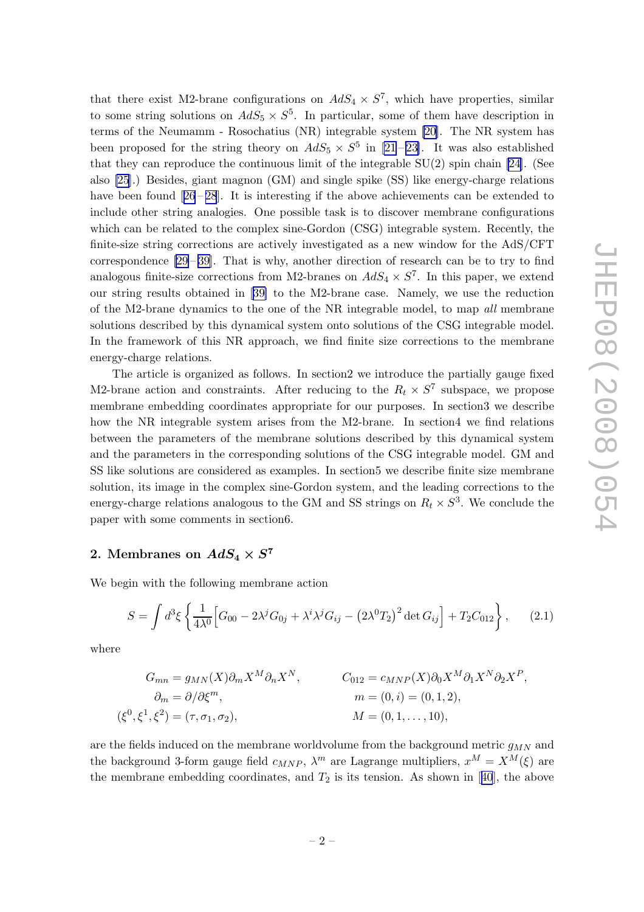that there exist M2-brane configurations on $AdS_4 \times S^7$, which have properties, similar to some string solutions on $AdS_5 \times S^5$. In particular, some of them have description in terms of the Neumamm - Rosochatius (NR) integrable system [20]. The NR system has been proposed for the string theory on $AdS_5 \times S^5$ in [21]–[23]. It was also established that they can reproduce the continuous limit of the integrable SU(2) spin chain [24]. (See also [25].) Besides, giant magnon (GM) and single spike (SS) like energy-charge relations have been found [26]–[28]. It is interesting if the above achievements can be extended to include other string analogies. One possible task is to discover membrane configurations which can be related to the complex sine-Gordon (CSG) integrable system. Recently, the finite-size string corrections are actively investigated as a new window for the AdS/CFT correspondence [29]–[39]. That is why, another direction of research can be to try to find analogous finite-size corrections from M2-branes on $AdS_4 \times S^7$. In this paper, we extend our string results obtained in [39] to the M2-brane case. Namely, we use the reduction of the M2-brane dynamics to the one of the NR integrable model, to map *all* membrane solutions described by this dynamical system onto solutions of the CSG integrable model. In the framework of this NR approach, we find finite size corrections to the membrane energy-charge relations.

The article is organized as follows. In section2 we introduce the partially gauge fixed M2-brane action and constraints. After reducing to the $R_t \times S^7$ subspace, we propose membrane embedding coordinates appropriate for our purposes. In section3 we describe how the NR integrable system arises from the M2-brane. In section4 we find relations between the parameters of the membrane solutions described by this dynamical system and the parameters in the corresponding solutions of the CSG integrable model. GM and SS like solutions are considered as examples. In section5 we describe finite size membrane solution, its image in the complex sine-Gordon system, and the leading corrections to the energy-charge relations analogous to the GM and SS strings on $R_t \times S^3$. We conclude the paper with some comments in section6.

## 2. Membranes on $AdS_4 \times S^7$

We begin with the following membrane action

$$S = \int d^3\xi \left\{ \frac{1}{4\lambda^0}\Big[G_{00} - 2\lambda^j G_{0j} + \lambda^i\lambda^j G_{ij} - \left(2\lambda^0 T_2\right)^2 \det G_{ij}\Big] + T_2 C_{012}\right\}, \tag{2.1}$$

where

$$\begin{aligned} G_{mn} &= g_{MN}(X)\partial_m X^M \partial_n X^N, & C_{012} &= c_{MNP}(X)\partial_0 X^M \partial_1 X^N \partial_2 X^P,\\ \partial_m &= \partial/\partial\xi^m, & m &= (0,i) = (0,1,2),\\ (\xi^0,\xi^1,\xi^2) &= (\tau,\sigma_1,\sigma_2), & M &= (0,1,\dots,10), \end{aligned}$$

are the fields induced on the membrane worldvolume from the background metric $g_{MN}$ and the background 3-form gauge field $c_{MNP}$, $\lambda^m$ are Lagrange multipliers, $x^M = X^M(\xi)$ are the membrane embedding coordinates, and $T_2$ is its tension. As shown in [40], the above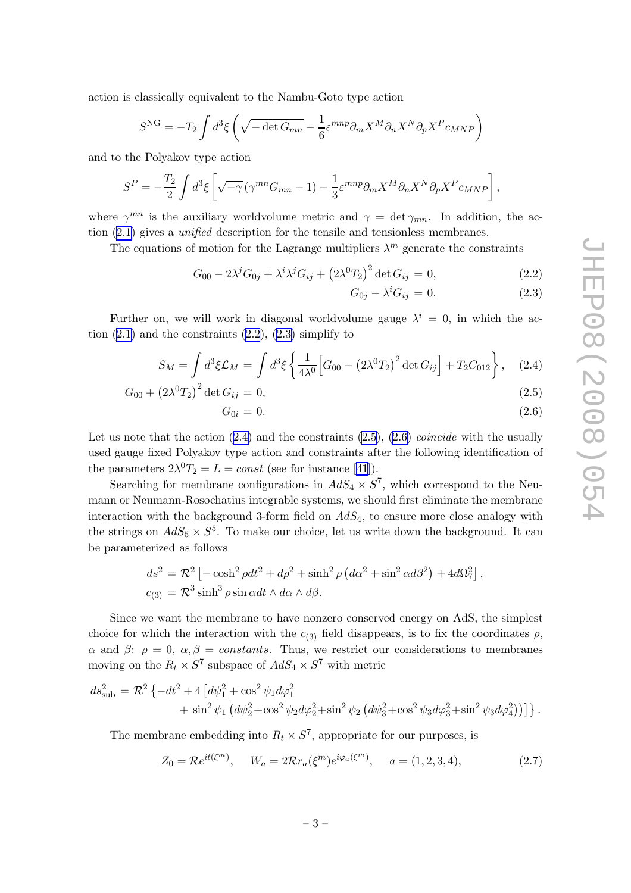action is classically equivalent to the Nambu-Goto type action

$$S^{\rm NG} = -T_2 \int d^3\xi \left( \sqrt{-\det G_{mn}} - \frac{1}{6}\varepsilon^{mnp}\partial_m X^M \partial_n X^N \partial_p X^P c_{MNP} \right)$$

and to the Polyakov type action

$$S^P = -\frac{T_2}{2} \int d^3\xi \left[ \sqrt{-\gamma}\left(\gamma^{mn} G_{mn} - 1\right) - \frac{1}{3}\varepsilon^{mnp}\partial_m X^M \partial_n X^N \partial_p X^P c_{MNP} \right],$$

where $\gamma^{mn}$ is the auxiliary worldvolume metric and $\gamma = \det \gamma_{mn}$. In addition, the action (2.1) gives a *unified* description for the tensile and tensionless membranes.

The equations of motion for the Lagrange multipliers $\lambda^m$ generate the constraints

$$G_{00} - 2\lambda^j G_{0j} + \lambda^i \lambda^j G_{ij} + \left(2\lambda^0 T_2\right)^2 \det G_{ij} = 0, \tag{2.2}$$

$$G_{0j} - \lambda^i G_{ij} = 0. \tag{2.3}$$

Further on, we will work in diagonal worldvolume gauge $\lambda^i = 0$, in which the action (2.1) and the constraints (2.2), (2.3) simplify to

$$S_M = \int d^3\xi \mathcal{L}_M = \int d^3\xi \left\{ \frac{1}{4\lambda^0}\Big[G_{00} - \left(2\lambda^0 T_2\right)^2 \det G_{ij}\Big] + T_2 C_{012} \right\}, \tag{2.4}$$

$$G_{00} + \left(2\lambda^0 T_2\right)^2 \det G_{ij} = 0, \tag{2.5}$$

$$G_{0i} = 0. \tag{2.6}$$

Let us note that the action (2.4) and the constraints (2.5), (2.6) *coincide* with the usually used gauge fixed Polyakov type action and constraints after the following identification of the parameters $2\lambda^0 T_2 = L = const$ (see for instance [41]).

Searching for membrane configurations in $AdS_4 \times S^7$, which correspond to the Neumann or Neumann-Rosochatius integrable systems, we should first eliminate the membrane interaction with the background 3-form field on $AdS_4$, to ensure more close analogy with the strings on $AdS_5 \times S^5$. To make our choice, let us write down the background. It can be parameterized as follows

$$ds^2 = \mathcal{R}^2\left[-\cosh^2\rho dt^2 + d\rho^2 + \sinh^2\rho\left(d\alpha^2 + \sin^2\alpha d\beta^2\right) + 4d\Omega_7^2\right],$$
$$c_{(3)} = \mathcal{R}^3 \sinh^3\rho \sin\alpha dt \wedge d\alpha \wedge d\beta.$$

Since we want the membrane to have nonzero conserved energy on AdS, the simplest choice for which the interaction with the $c_{(3)}$ field disappears, is to fix the coordinates $\rho$, $\alpha$ and $\beta$: $\rho = 0$, $\alpha, \beta = constants$. Thus, we restrict our considerations to membranes moving on the $R_t \times S^7$ subspace of $AdS_4 \times S^7$ with metric

$$ds^2_{\rm sub} = \mathcal{R}^2\left\{-dt^2 + 4\left[d\psi_1^2 + \cos^2\psi_1 d\varphi_1^2 + \sin^2\psi_1\left(d\psi_2^2 + \cos^2\psi_2 d\varphi_2^2 + \sin^2\psi_2\left(d\psi_3^2 + \cos^2\psi_3 d\varphi_3^2 + \sin^2\psi_3 d\varphi_4^2\right)\right)\right]\right\}.$$

The membrane embedding into $R_t \times S^7$, appropriate for our purposes, is

$$Z_0 = \mathcal{R}e^{it(\xi^m)}, \quad W_a = 2\mathcal{R}r_a(\xi^m)e^{i\varphi_a(\xi^m)}, \quad a = (1,2,3,4), \tag{2.7}$$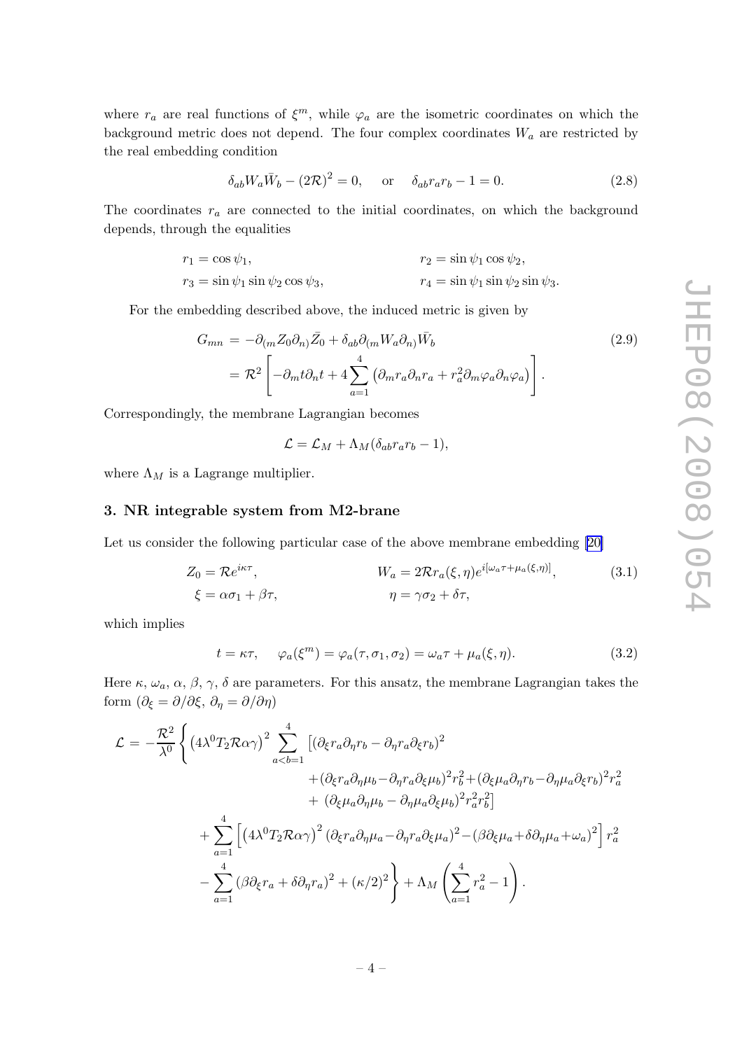where $r_a$ are real functions of $\xi^m$, while $\varphi_a$ are the isometric coordinates on which the background metric does not depend. The four complex coordinates $W_a$ are restricted by the real embedding condition

$$\delta_{ab} W_a \bar{W}_b - (2\mathcal{R})^2 = 0, \quad \text{or} \quad \delta_{ab} r_a r_b - 1 = 0. \tag{2.8}$$

The coordinates $r_a$ are connected to the initial coordinates, on which the background depends, through the equalities

$$r_1 = \cos\psi_1, \qquad r_2 = \sin\psi_1 \cos\psi_2,$$
$$r_3 = \sin\psi_1 \sin\psi_2 \cos\psi_3, \qquad r_4 = \sin\psi_1 \sin\psi_2 \sin\psi_3.$$

For the embedding described above, the induced metric is given by

$$\begin{aligned} G_{mn} &= -\partial_{(m} Z_0 \partial_{n)} \bar{Z}_0 + \delta_{ab} \partial_{(m} W_a \partial_{n)} \bar{W}_b \\ &= \mathcal{R}^2 \left[ -\partial_m t \partial_n t + 4 \sum_{a=1}^{4} \left( \partial_m r_a \partial_n r_a + r_a^2 \partial_m \varphi_a \partial_n \varphi_a \right) \right]. \end{aligned} \tag{2.9}$$

Correspondingly, the membrane Lagrangian becomes

$$\mathcal{L} = \mathcal{L}_M + \Lambda_M (\delta_{ab} r_a r_b - 1),$$

where $\Lambda_M$ is a Lagrange multiplier.

## 3. NR integrable system from M2-brane

Let us consider the following particular case of the above membrane embedding [20]

$$\begin{aligned} Z_0 &= \mathcal{R} e^{i\kappa\tau}, \qquad & W_a &= 2\mathcal{R} r_a(\xi, \eta) e^{i[\omega_a \tau + \mu_a(\xi,\eta)]}, \\ \xi &= \alpha\sigma_1 + \beta\tau, \qquad & \eta &= \gamma\sigma_2 + \delta\tau, \end{aligned} \tag{3.1}$$

which implies

$$t = \kappa\tau, \qquad \varphi_a(\xi^m) = \varphi_a(\tau, \sigma_1, \sigma_2) = \omega_a \tau + \mu_a(\xi, \eta). \tag{3.2}$$

Here $\kappa$, $\omega_a$, $\alpha$, $\beta$, $\gamma$, $\delta$ are parameters. For this ansatz, the membrane Lagrangian takes the form ($\partial_\xi = \partial/\partial\xi$, $\partial_\eta = \partial/\partial\eta$)

$$\begin{aligned} \mathcal{L} = -\frac{\mathcal{R}^2}{\lambda^0} \Bigg\{ & \left(4\lambda^0 T_2 \mathcal{R}\alpha\gamma\right)^2 \sum_{a<b=1}^{4} \big[ (\partial_\xi r_a \partial_\eta r_b - \partial_\eta r_a \partial_\xi r_b)^2 \\ & \qquad + (\partial_\xi r_a \partial_\eta \mu_b - \partial_\eta r_a \partial_\xi \mu_b)^2 r_b^2 + (\partial_\xi \mu_a \partial_\eta r_b - \partial_\eta \mu_a \partial_\xi r_b)^2 r_a^2 \\ & \qquad + (\partial_\xi \mu_a \partial_\eta \mu_b - \partial_\eta \mu_a \partial_\xi \mu_b)^2 r_a^2 r_b^2 \big] \\ & + \sum_{a=1}^{4} \left[ \left(4\lambda^0 T_2 \mathcal{R}\alpha\gamma\right)^2 (\partial_\xi r_a \partial_\eta \mu_a - \partial_\eta r_a \partial_\xi \mu_a)^2 - (\beta\partial_\xi \mu_a + \delta\partial_\eta \mu_a + \omega_a)^2 \right] r_a^2 \\ & - \sum_{a=1}^{4} (\beta\partial_\xi r_a + \delta\partial_\eta r_a)^2 + (\kappa/2)^2 \Bigg\} + \Lambda_M \left( \sum_{a=1}^{4} r_a^2 - 1 \right). \end{aligned}$$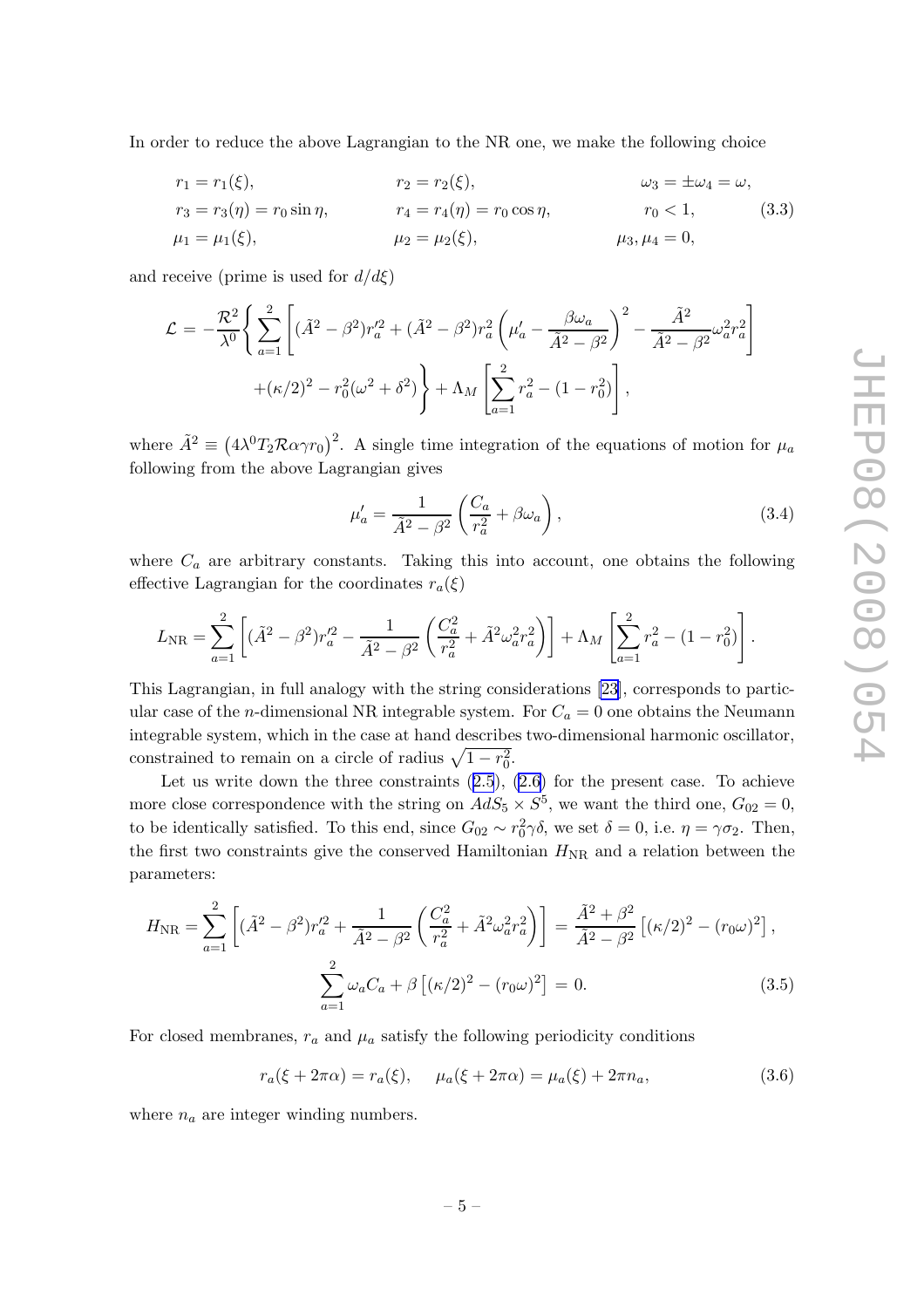In order to reduce the above Lagrangian to the NR one, we make the following choice

$$
\begin{aligned}
&r_1 = r_1(\xi), && r_2 = r_2(\xi), && \omega_3 = \pm\omega_4 = \omega, \\
&r_3 = r_3(\eta) = r_0 \sin\eta, && r_4 = r_4(\eta) = r_0\cos\eta, && r_0 < 1, \\
&\mu_1 = \mu_1(\xi), && \mu_2 = \mu_2(\xi), && \mu_3, \mu_4 = 0,
\end{aligned} \tag{3.3}
$$

and receive (prime is used for $d/d\xi$)

$$
\begin{aligned}
\mathcal{L} = -\frac{\mathcal{R}^2}{\lambda^0}\Bigg\{ &\sum_{a=1}^{2}\left[(\tilde{A}^2-\beta^2)r_a'^2 + (\tilde{A}^2-\beta^2)r_a^2\left(\mu_a' - \frac{\beta\omega_a}{\tilde{A}^2-\beta^2}\right)^2 - \frac{\tilde{A}^2}{\tilde{A}^2-\beta^2}\omega_a^2 r_a^2\right] \\
&+(\kappa/2)^2 - r_0^2(\omega^2+\delta^2)\Bigg\} + \Lambda_M\left[\sum_{a=1}^{2} r_a^2 - (1-r_0^2)\right],
\end{aligned}
$$

where $\tilde{A}^2 \equiv \left(4\lambda^0 T_2 \mathcal{R}\alpha\gamma r_0\right)^2$. A single time integration of the equations of motion for $\mu_a$ following from the above Lagrangian gives

$$
\mu_a' = \frac{1}{\tilde{A}^2-\beta^2}\left(\frac{C_a}{r_a^2} + \beta\omega_a\right), \tag{3.4}
$$

where $C_a$ are arbitrary constants. Taking this into account, one obtains the following effective Lagrangian for the coordinates $r_a(\xi)$

$$
L_{\rm NR} = \sum_{a=1}^{2}\left[(\tilde{A}^2-\beta^2)r_a'^2 - \frac{1}{\tilde{A}^2-\beta^2}\left(\frac{C_a^2}{r_a^2} + \tilde{A}^2\omega_a^2 r_a^2\right)\right] + \Lambda_M\left[\sum_{a=1}^{2} r_a^2 - (1-r_0^2)\right].
$$

This Lagrangian, in full analogy with the string considerations [23], corresponds to particular case of the $n$-dimensional NR integrable system. For $C_a = 0$ one obtains the Neumann integrable system, which in the case at hand describes two-dimensional harmonic oscillator, constrained to remain on a circle of radius $\sqrt{1-r_0^2}$.

Let us write down the three constraints (2.5), (2.6) for the present case. To achieve more close correspondence with the string on $AdS_5 \times S^5$, we want the third one, $G_{02} = 0$, to be identically satisfied. To this end, since $G_{02} \sim r_0^2\gamma\delta$, we set $\delta = 0$, i.e. $\eta = \gamma\sigma_2$. Then, the first two constraints give the conserved Hamiltonian $H_{\rm NR}$ and a relation between the parameters:

$$
\begin{aligned}
H_{\rm NR} = \sum_{a=1}^{2}\left[(\tilde{A}^2-\beta^2)r_a'^2 + \frac{1}{\tilde{A}^2-\beta^2}\left(\frac{C_a^2}{r_a^2} + \tilde{A}^2\omega_a^2 r_a^2\right)\right] &= \frac{\tilde{A}^2+\beta^2}{\tilde{A}^2-\beta^2}\left[(\kappa/2)^2 - (r_0\omega)^2\right], \\
\sum_{a=1}^{2}\omega_a C_a + \beta\left[(\kappa/2)^2 - (r_0\omega)^2\right] &= 0.
\end{aligned} \tag{3.5}
$$

For closed membranes, $r_a$ and $\mu_a$ satisfy the following periodicity conditions

$$
r_a(\xi + 2\pi\alpha) = r_a(\xi), \qquad \mu_a(\xi + 2\pi\alpha) = \mu_a(\xi) + 2\pi n_a, \tag{3.6}
$$

where $n_a$ are integer winding numbers.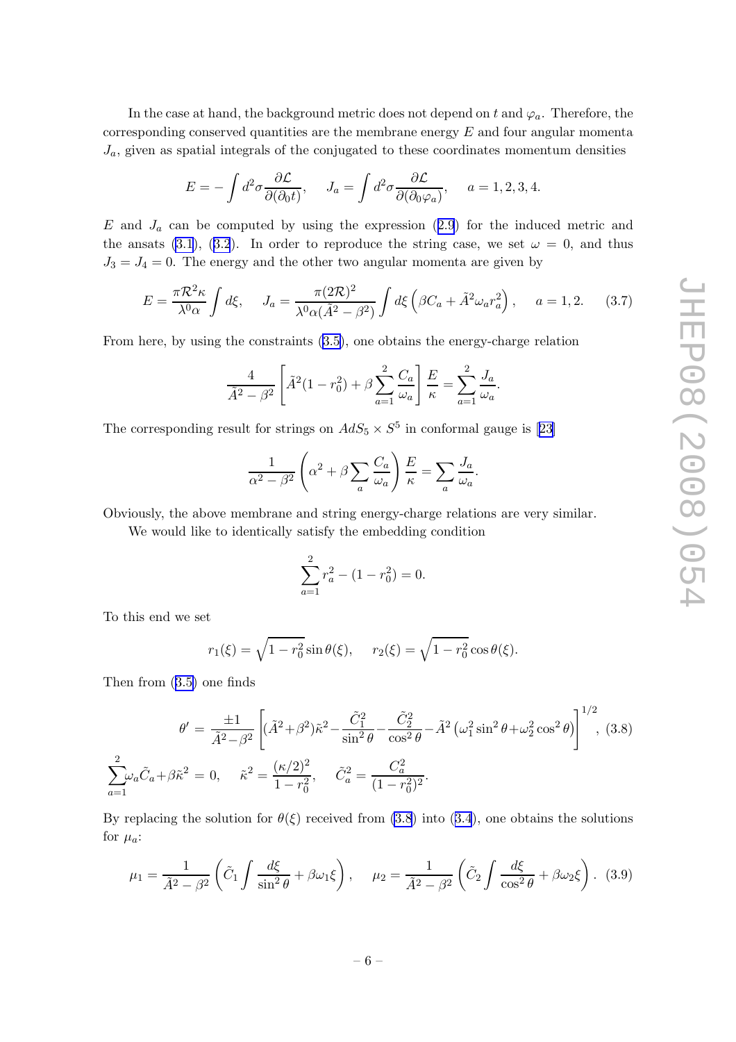In the case at hand, the background metric does not depend on $t$ and $\varphi_a$. Therefore, the corresponding conserved quantities are the membrane energy $E$ and four angular momenta $J_a$, given as spatial integrals of the conjugated to these coordinates momentum densities

$$E = -\int d^2\sigma \frac{\partial \mathcal{L}}{\partial(\partial_0 t)}, \quad J_a = \int d^2\sigma \frac{\partial \mathcal{L}}{\partial(\partial_0 \varphi_a)}, \quad a = 1, 2, 3, 4.$$

$E$ and $J_a$ can be computed by using the expression (2.9) for the induced metric and the ansats (3.1), (3.2). In order to reproduce the string case, we set $\omega = 0$, and thus $J_3 = J_4 = 0$. The energy and the other two angular momenta are given by

$$E = \frac{\pi \mathcal{R}^2 \kappa}{\lambda^0 \alpha} \int d\xi, \quad J_a = \frac{\pi (2\mathcal{R})^2}{\lambda^0 \alpha (\tilde{A}^2 - \beta^2)} \int d\xi \left( \beta C_a + \tilde{A}^2 \omega_a r_a^2 \right), \quad a = 1, 2. \tag{3.7}$$

From here, by using the constraints (3.5), one obtains the energy-charge relation

$$\frac{4}{\tilde{A}^2 - \beta^2} \left[ \tilde{A}^2 (1 - r_0^2) + \beta \sum_{a=1}^{2} \frac{C_a}{\omega_a} \right] \frac{E}{\kappa} = \sum_{a=1}^{2} \frac{J_a}{\omega_a}.$$

The corresponding result for strings on $AdS_5 \times S^5$ in conformal gauge is [23]

$$\frac{1}{\alpha^2 - \beta^2} \left( \alpha^2 + \beta \sum_a \frac{C_a}{\omega_a} \right) \frac{E}{\kappa} = \sum_a \frac{J_a}{\omega_a}.$$

Obviously, the above membrane and string energy-charge relations are very similar.

We would like to identically satisfy the embedding condition

$$\sum_{a=1}^{2} r_a^2 - (1 - r_0^2) = 0.$$

To this end we set

$$r_1(\xi) = \sqrt{1 - r_0^2} \sin \theta(\xi), \quad r_2(\xi) = \sqrt{1 - r_0^2} \cos \theta(\xi).$$

Then from (3.5) one finds

$$\theta' = \frac{\pm 1}{\tilde{A}^2 - \beta^2} \left[ (\tilde{A}^2 + \beta^2) \tilde{\kappa}^2 - \frac{\tilde{C}_1^2}{\sin^2 \theta} - \frac{\tilde{C}_2^2}{\cos^2 \theta} - \tilde{A}^2 \left( \omega_1^2 \sin^2 \theta + \omega_2^2 \cos^2 \theta \right) \right]^{1/2}, \tag{3.8}$$

$$\sum_{a=1}^{2} \omega_a \tilde{C}_a + \beta \tilde{\kappa}^2 = 0, \quad \tilde{\kappa}^2 = \frac{(\kappa/2)^2}{1 - r_0^2}, \quad \tilde{C}_a^2 = \frac{C_a^2}{(1 - r_0^2)^2}.$$

By replacing the solution for $\theta(\xi)$ received from (3.8) into (3.4), one obtains the solutions for $\mu_a$:

$$\mu_1 = \frac{1}{\tilde{A}^2 - \beta^2} \left( \tilde{C}_1 \int \frac{d\xi}{\sin^2 \theta} + \beta \omega_1 \xi \right), \quad \mu_2 = \frac{1}{\tilde{A}^2 - \beta^2} \left( \tilde{C}_2 \int \frac{d\xi}{\cos^2 \theta} + \beta \omega_2 \xi \right). \tag{3.9}$$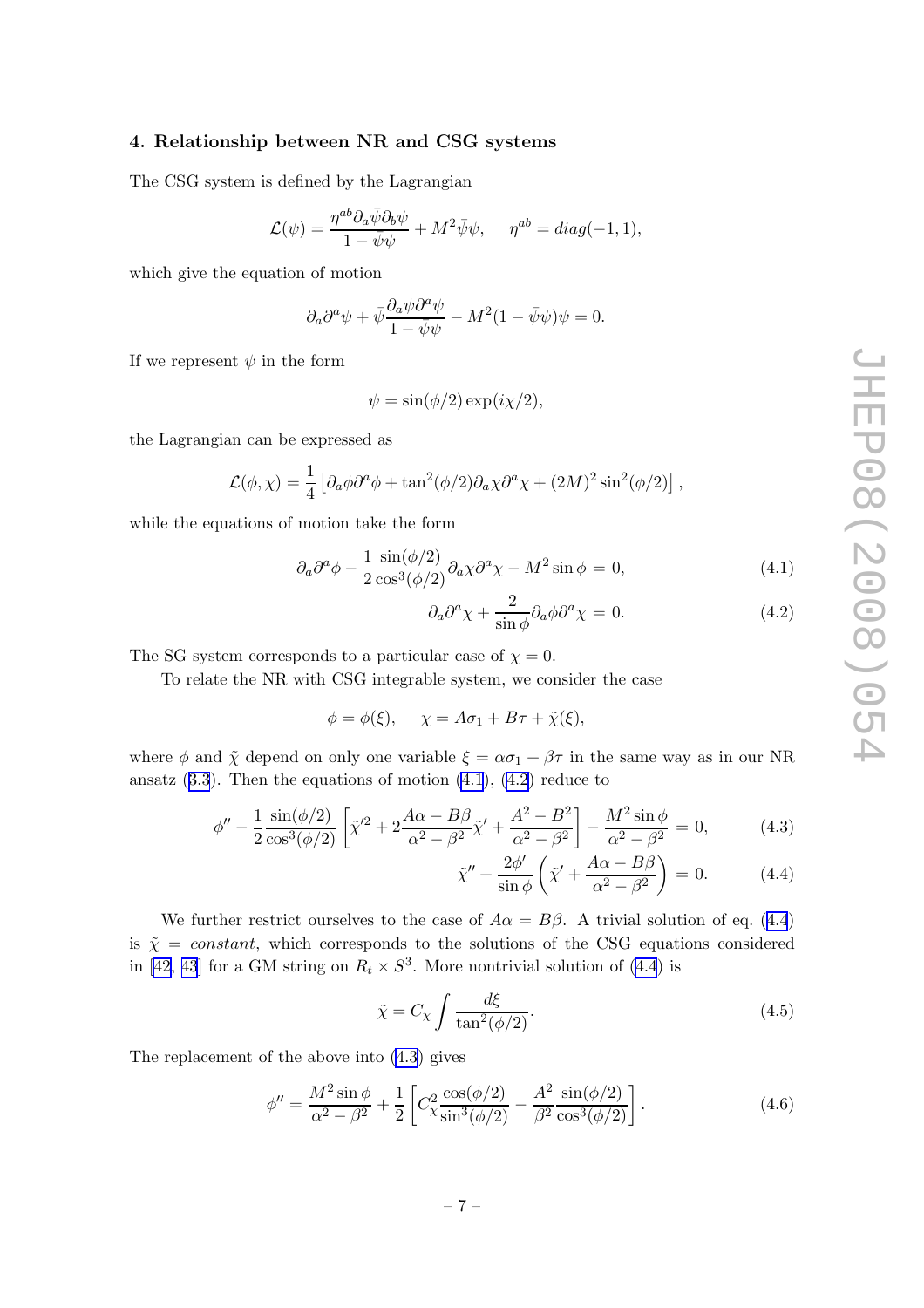## 4. Relationship between NR and CSG systems

The CSG system is defined by the Lagrangian

$$\mathcal{L}(\psi) = \frac{\eta^{ab}\partial_a\bar{\psi}\partial_b\psi}{1-\bar{\psi}\psi} + M^2\bar{\psi}\psi, \quad \eta^{ab} = diag(-1,1),$$

which give the equation of motion

$$\partial_a\partial^a\psi + \bar{\psi}\frac{\partial_a\psi\partial^a\psi}{1-\bar{\psi}\psi} - M^2(1-\bar{\psi}\psi)\psi = 0.$$

If we represent $\psi$ in the form

$$\psi = \sin(\phi/2)\exp(i\chi/2),$$

the Lagrangian can be expressed as

$$\mathcal{L}(\phi,\chi) = \frac{1}{4}\left[\partial_a\phi\partial^a\phi + \tan^2(\phi/2)\partial_a\chi\partial^a\chi + (2M)^2\sin^2(\phi/2)\right],$$

while the equations of motion take the form

$$\partial_a\partial^a\phi - \frac{1}{2}\frac{\sin(\phi/2)}{\cos^3(\phi/2)}\partial_a\chi\partial^a\chi - M^2\sin\phi = 0, \tag{4.1}$$

$$\partial_a\partial^a\chi + \frac{2}{\sin\phi}\partial_a\phi\partial^a\chi = 0. \tag{4.2}$$

The SG system corresponds to a particular case of $\chi = 0$.

To relate the NR with CSG integrable system, we consider the case

$$\phi = \phi(\xi), \quad \chi = A\sigma_1 + B\tau + \tilde{\chi}(\xi),$$

where $\phi$ and $\tilde{\chi}$ depend on only one variable $\xi = \alpha\sigma_1 + \beta\tau$ in the same way as in our NR ansatz (3.3). Then the equations of motion (4.1), (4.2) reduce to

$$\phi'' - \frac{1}{2}\frac{\sin(\phi/2)}{\cos^3(\phi/2)}\left[\tilde{\chi}'^2 + 2\frac{A\alpha - B\beta}{\alpha^2-\beta^2}\tilde{\chi}' + \frac{A^2-B^2}{\alpha^2-\beta^2}\right] - \frac{M^2\sin\phi}{\alpha^2-\beta^2} = 0, \tag{4.3}$$

$$\tilde{\chi}'' + \frac{2\phi'}{\sin\phi}\left(\tilde{\chi}' + \frac{A\alpha - B\beta}{\alpha^2-\beta^2}\right) = 0. \tag{4.4}$$

We further restrict ourselves to the case of $A\alpha = B\beta$. A trivial solution of eq. (4.4) is $\tilde{\chi} = constant$, which corresponds to the solutions of the CSG equations considered in [42, 43] for a GM string on $R_t \times S^3$. More nontrivial solution of (4.4) is

$$\tilde{\chi} = C_\chi \int \frac{d\xi}{\tan^2(\phi/2)}. \tag{4.5}$$

The replacement of the above into (4.3) gives

$$\phi'' = \frac{M^2\sin\phi}{\alpha^2-\beta^2} + \frac{1}{2}\left[C_\chi^2\frac{\cos(\phi/2)}{\sin^3(\phi/2)} - \frac{A^2}{\beta^2}\frac{\sin(\phi/2)}{\cos^3(\phi/2)}\right]. \tag{4.6}$$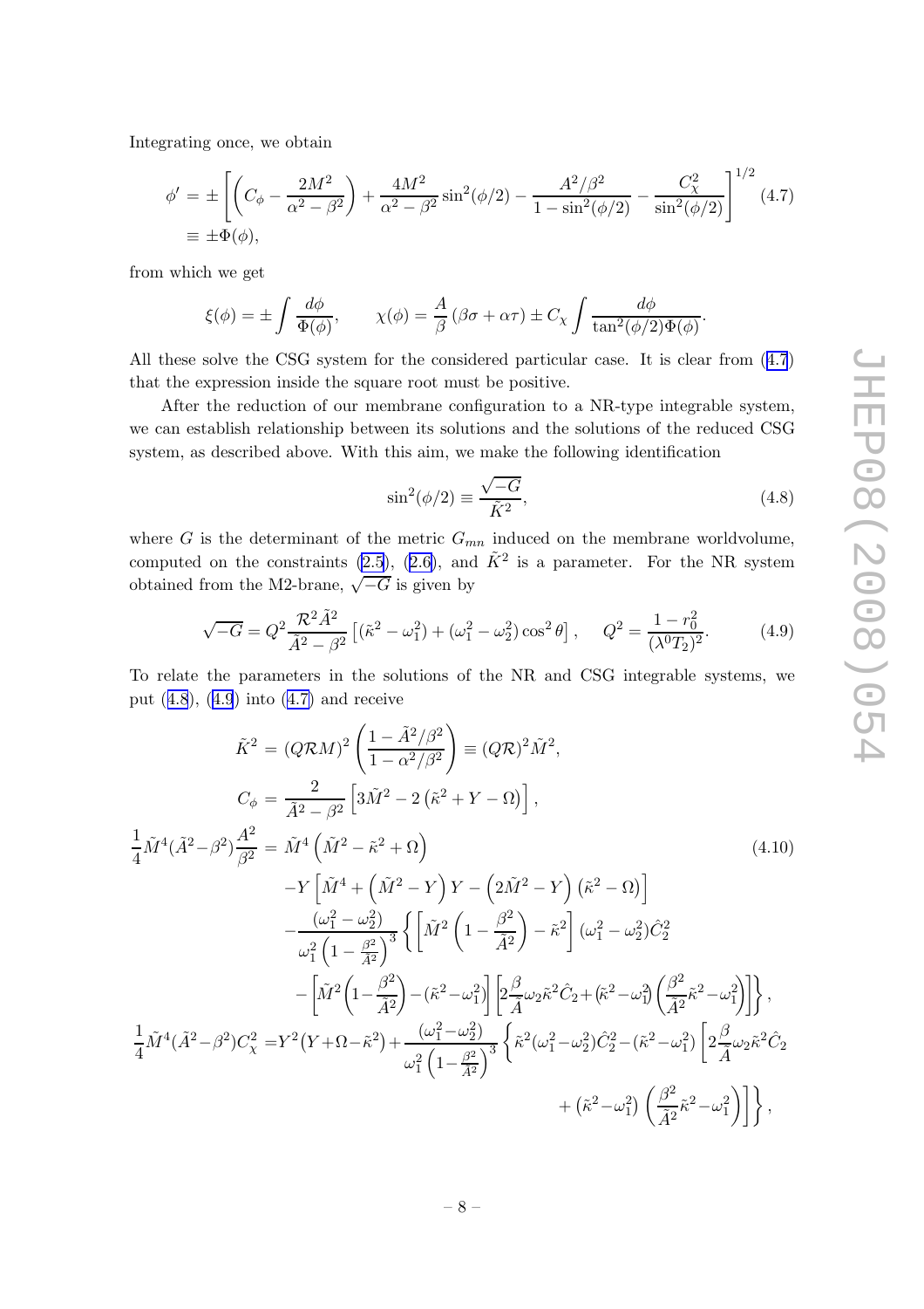Integrating once, we obtain

$$\begin{aligned}\phi' &= \pm\left[\left(C_\phi - \frac{2M^2}{\alpha^2-\beta^2}\right) + \frac{4M^2}{\alpha^2-\beta^2}\sin^2(\phi/2) - \frac{A^2/\beta^2}{1-\sin^2(\phi/2)} - \frac{C_\chi^2}{\sin^2(\phi/2)}\right]^{1/2} \\ &\equiv \pm\Phi(\phi),\end{aligned} \tag{4.7}$$

from which we get

$$\xi(\phi) = \pm\int\frac{d\phi}{\Phi(\phi)}, \qquad \chi(\phi) = \frac{A}{\beta}\left(\beta\sigma+\alpha\tau\right) \pm C_\chi\int\frac{d\phi}{\tan^2(\phi/2)\Phi(\phi)}.$$

All these solve the CSG system for the considered particular case. It is clear from (4.7) that the expression inside the square root must be positive.

After the reduction of our membrane configuration to a NR-type integrable system, we can establish relationship between its solutions and the solutions of the reduced CSG system, as described above. With this aim, we make the following identification

$$\sin^2(\phi/2) \equiv \frac{\sqrt{-G}}{\tilde{K}^2}, \tag{4.8}$$

where $G$ is the determinant of the metric $G_{mn}$ induced on the membrane worldvolume, computed on the constraints (2.5), (2.6), and $\tilde{K}^2$ is a parameter. For the NR system obtained from the M2-brane, $\sqrt{-G}$ is given by

$$\sqrt{-G} = Q^2\frac{\mathcal{R}^2\tilde{A}^2}{\tilde{A}^2-\beta^2}\left[(\tilde{\kappa}^2-\omega_1^2)+(\omega_1^2-\omega_2^2)\cos^2\theta\right], \quad Q^2 = \frac{1-r_0^2}{(\lambda^0 T_2)^2}. \tag{4.9}$$

To relate the parameters in the solutions of the NR and CSG integrable systems, we put (4.8), (4.9) into (4.7) and receive

$$\begin{aligned}
\tilde{K}^2 &= (Q\mathcal{R}M)^2\left(\frac{1-\tilde{A}^2/\beta^2}{1-\alpha^2/\beta^2}\right) \equiv (Q\mathcal{R})^2\tilde{M}^2, \\
C_\phi &= \frac{2}{\tilde{A}^2-\beta^2}\left[3\tilde{M}^2 - 2\left(\tilde{\kappa}^2+Y-\Omega\right)\right], \\
\frac{1}{4}\tilde{M}^4(\tilde{A}^2-\beta^2)\frac{A^2}{\beta^2} &= \tilde{M}^4\left(\tilde{M}^2-\tilde{\kappa}^2+\Omega\right) \\
&\quad -Y\left[\tilde{M}^4+\left(\tilde{M}^2-Y\right)Y-\left(2\tilde{M}^2-Y\right)\left(\tilde{\kappa}^2-\Omega\right)\right] \\
&\quad -\frac{(\omega_1^2-\omega_2^2)}{\omega_1^2\left(1-\frac{\beta^2}{\tilde{A}^2}\right)^3}\left\{\left[\tilde{M}^2\left(1-\frac{\beta^2}{\tilde{A}^2}\right)-\tilde{\kappa}^2\right](\omega_1^2-\omega_2^2)\hat{C}_2^2\right. \\
&\quad \left. -\left[\tilde{M}^2\left(1-\frac{\beta^2}{\tilde{A}^2}\right)-(\tilde{\kappa}^2-\omega_1^2)\right]\left[2\frac{\beta}{\tilde{A}}\omega_2\tilde{\kappa}^2\hat{C}_2+(\tilde{\kappa}^2-\omega_1^2)\left(\frac{\beta^2}{\tilde{A}^2}\tilde{\kappa}^2-\omega_1^2\right)\right]\right\}, \\
\frac{1}{4}\tilde{M}^4(\tilde{A}^2-\beta^2)C_\chi^2 &= Y^2\left(Y+\Omega-\tilde{\kappa}^2\right)+\frac{(\omega_1^2-\omega_2^2)}{\omega_1^2\left(1-\frac{\beta^2}{\tilde{A}^2}\right)^3}\left\{\tilde{\kappa}^2(\omega_1^2-\omega_2^2)\hat{C}_2^2-(\tilde{\kappa}^2-\omega_1^2)\left[2\frac{\beta}{\tilde{A}}\omega_2\tilde{\kappa}^2\hat{C}_2\right.\right. \\
&\quad \left.\left. +\left(\tilde{\kappa}^2-\omega_1^2\right)\left(\frac{\beta^2}{\tilde{A}^2}\tilde{\kappa}^2-\omega_1^2\right)\right]\right\},
\end{aligned} \tag{4.10}$$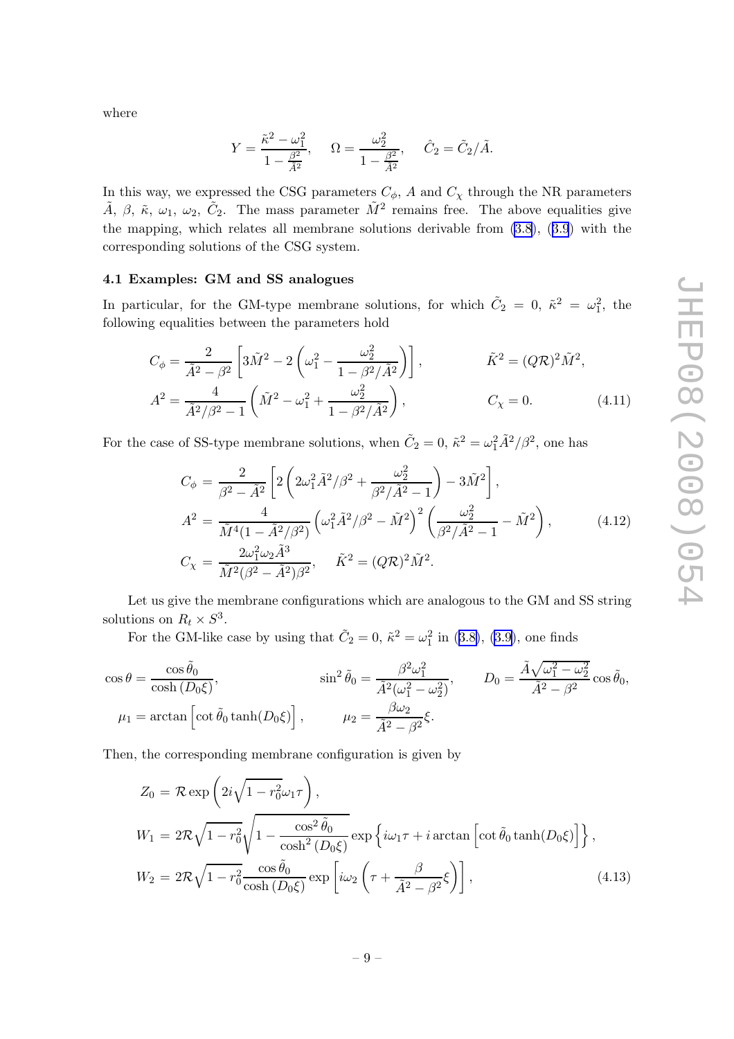where

$$Y = \frac{\tilde{\kappa}^2 - \omega_1^2}{1 - \frac{\beta^2}{\tilde{A}^2}}, \quad \Omega = \frac{\omega_2^2}{1 - \frac{\beta^2}{\tilde{A}^2}}, \quad \hat{C}_2 = \tilde{C}_2/\tilde{A}.$$

In this way, we expressed the CSG parameters $C_\phi$, $A$ and $C_\chi$ through the NR parameters $\tilde{A}$, $\beta$, $\tilde{\kappa}$, $\omega_1$, $\omega_2$, $\tilde{C}_2$. The mass parameter $\tilde{M}^2$ remains free. The above equalities give the mapping, which relates all membrane solutions derivable from (3.8), (3.9) with the corresponding solutions of the CSG system.

### 4.1 Examples: GM and SS analogues

In particular, for the GM-type membrane solutions, for which $\tilde{C}_2 = 0$, $\tilde{\kappa}^2 = \omega_1^2$, the following equalities between the parameters hold

$$C_\phi = \frac{2}{\tilde{A}^2 - \beta^2}\left[3\tilde{M}^2 - 2\left(\omega_1^2 - \frac{\omega_2^2}{1 - \beta^2/\tilde{A}^2}\right)\right], \qquad \tilde{K}^2 = (Q\mathcal{R})^2\tilde{M}^2,$$
$$A^2 = \frac{4}{\tilde{A}^2/\beta^2 - 1}\left(\tilde{M}^2 - \omega_1^2 + \frac{\omega_2^2}{1 - \beta^2/\tilde{A}^2}\right), \qquad C_\chi = 0. \tag{4.11}$$

For the case of SS-type membrane solutions, when $\tilde{C}_2 = 0$, $\tilde{\kappa}^2 = \omega_1^2\tilde{A}^2/\beta^2$, one has

$$\begin{aligned}
C_\phi &= \frac{2}{\beta^2 - \tilde{A}^2}\left[2\left(2\omega_1^2\tilde{A}^2/\beta^2 + \frac{\omega_2^2}{\beta^2/\tilde{A}^2 - 1}\right) - 3\tilde{M}^2\right], \\
A^2 &= \frac{4}{\tilde{M}^4(1 - \tilde{A}^2/\beta^2)}\left(\omega_1^2\tilde{A}^2/\beta^2 - \tilde{M}^2\right)^2\left(\frac{\omega_2^2}{\beta^2/\tilde{A}^2 - 1} - \tilde{M}^2\right), \\
C_\chi &= \frac{2\omega_1^2\omega_2\tilde{A}^3}{\tilde{M}^2(\beta^2 - \tilde{A}^2)\beta^2}, \quad \tilde{K}^2 = (Q\mathcal{R})^2\tilde{M}^2.
\end{aligned} \tag{4.12}$$

Let us give the membrane configurations which are analogous to the GM and SS string solutions on $R_t \times S^3$.

For the GM-like case by using that $\tilde{C}_2 = 0$, $\tilde{\kappa}^2 = \omega_1^2$ in (3.8), (3.9), one finds

$$\cos\theta = \frac{\cos\tilde{\theta}_0}{\cosh(D_0\xi)}, \qquad \sin^2\tilde{\theta}_0 = \frac{\beta^2\omega_1^2}{\tilde{A}^2(\omega_1^2 - \omega_2^2)}, \qquad D_0 = \frac{\tilde{A}\sqrt{\omega_1^2 - \omega_2^2}}{\tilde{A}^2 - \beta^2}\cos\tilde{\theta}_0,$$
$$\mu_1 = \arctan\left[\cot\tilde{\theta}_0\tanh(D_0\xi)\right], \qquad \mu_2 = \frac{\beta\omega_2}{\tilde{A}^2 - \beta^2}\xi.$$

Then, the corresponding membrane configuration is given by

$$\begin{aligned}
Z_0 &= \mathcal{R}\exp\left(2i\sqrt{1 - r_0^2}\,\omega_1\tau\right), \\
W_1 &= 2\mathcal{R}\sqrt{1 - r_0^2}\sqrt{1 - \frac{\cos^2\tilde{\theta}_0}{\cosh^2(D_0\xi)}}\exp\left\{i\omega_1\tau + i\arctan\left[\cot\tilde{\theta}_0\tanh(D_0\xi)\right]\right\}, \\
W_2 &= 2\mathcal{R}\sqrt{1 - r_0^2}\frac{\cos\tilde{\theta}_0}{\cosh(D_0\xi)}\exp\left[i\omega_2\left(\tau + \frac{\beta}{\tilde{A}^2 - \beta^2}\xi\right)\right],
\end{aligned} \tag{4.13}$$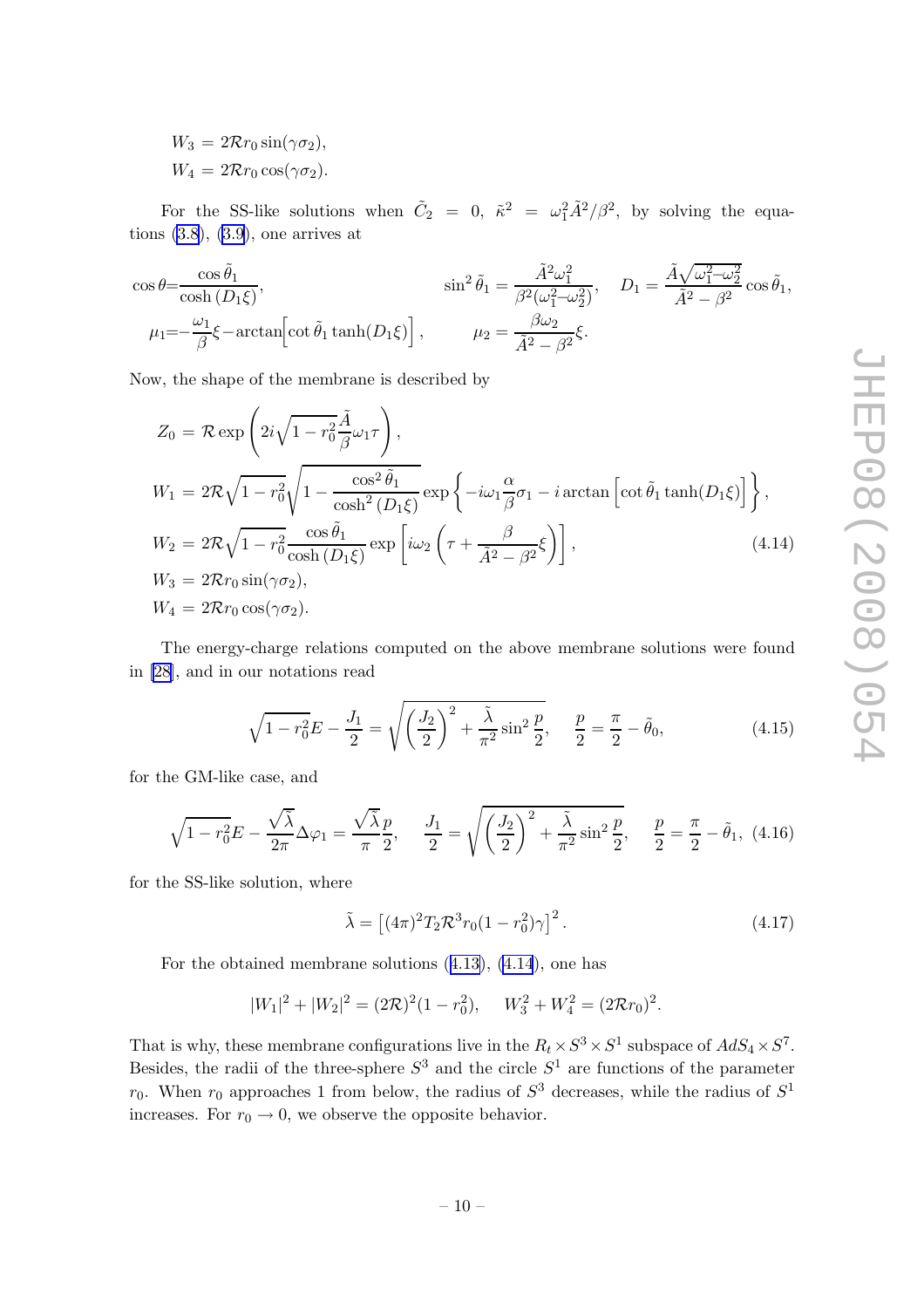$$
\begin{aligned}
W_3 &= 2\mathcal{R} r_0 \sin(\gamma\sigma_2),\\
W_4 &= 2\mathcal{R} r_0 \cos(\gamma\sigma_2).
\end{aligned}
$$

For the SS-like solutions when $\tilde{C}_2 = 0$, $\tilde{\kappa}^2 = \omega_1^2\tilde{A}^2/\beta^2$, by solving the equations (3.8), (3.9), one arrives at

$$
\begin{aligned}
&\cos\theta = \frac{\cos\tilde{\theta}_1}{\cosh(D_1\xi)}, && \sin^2\tilde{\theta}_1 = \frac{\tilde{A}^2\omega_1^2}{\beta^2(\omega_1^2-\omega_2^2)}, \quad D_1 = \frac{\tilde{A}\sqrt{\omega_1^2-\omega_2^2}}{\tilde{A}^2-\beta^2}\cos\tilde{\theta}_1,\\
&\mu_1 = -\frac{\omega_1}{\beta}\xi - \arctan\left[\cot\tilde{\theta}_1\tanh(D_1\xi)\right], && \mu_2 = \frac{\beta\omega_2}{\tilde{A}^2-\beta^2}\xi.
\end{aligned}
$$

Now, the shape of the membrane is described by

$$
\begin{aligned}
Z_0 &= \mathcal{R}\exp\left(2i\sqrt{1-r_0^2}\frac{\tilde{A}}{\beta}\omega_1\tau\right),\\
W_1 &= 2\mathcal{R}\sqrt{1-r_0^2}\sqrt{1-\frac{\cos^2\tilde{\theta}_1}{\cosh^2(D_1\xi)}}\exp\left\{-i\omega_1\frac{\alpha}{\beta}\sigma_1 - i\arctan\left[\cot\tilde{\theta}_1\tanh(D_1\xi)\right]\right\},\\
W_2 &= 2\mathcal{R}\sqrt{1-r_0^2}\frac{\cos\tilde{\theta}_1}{\cosh(D_1\xi)}\exp\left[i\omega_2\left(\tau+\frac{\beta}{\tilde{A}^2-\beta^2}\xi\right)\right],\\
W_3 &= 2\mathcal{R} r_0 \sin(\gamma\sigma_2),\\
W_4 &= 2\mathcal{R} r_0 \cos(\gamma\sigma_2).
\end{aligned}
\tag{4.14}
$$

The energy-charge relations computed on the above membrane solutions were found in [28], and in our notations read

$$
\sqrt{1-r_0^2}E - \frac{J_1}{2} = \sqrt{\left(\frac{J_2}{2}\right)^2 + \frac{\tilde{\lambda}}{\pi^2}\sin^2\frac{p}{2}}, \quad \frac{p}{2} = \frac{\pi}{2} - \tilde{\theta}_0, \tag{4.15}
$$

for the GM-like case, and

$$
\sqrt{1-r_0^2}E - \frac{\sqrt{\tilde{\lambda}}}{2\pi}\Delta\varphi_1 = \frac{\sqrt{\tilde{\lambda}}}{\pi}\frac{p}{2}, \quad \frac{J_1}{2} = \sqrt{\left(\frac{J_2}{2}\right)^2 + \frac{\tilde{\lambda}}{\pi^2}\sin^2\frac{p}{2}}, \quad \frac{p}{2} = \frac{\pi}{2} - \tilde{\theta}_1, \tag{4.16}
$$

for the SS-like solution, where

$$
\tilde{\lambda} = \left[(4\pi)^2 T_2 \mathcal{R}^3 r_0 (1-r_0^2)\gamma\right]^2. \tag{4.17}
$$

For the obtained membrane solutions (4.13), (4.14), one has

$$
|W_1|^2 + |W_2|^2 = (2\mathcal{R})^2(1-r_0^2), \quad W_3^2 + W_4^2 = (2\mathcal{R}r_0)^2.
$$

That is why, these membrane configurations live in the $R_t\times S^3\times S^1$ subspace of $AdS_4\times S^7$. Besides, the radii of the three-sphere $S^3$ and the circle $S^1$ are functions of the parameter $r_0$. When $r_0$ approaches 1 from below, the radius of $S^3$ decreases, while the radius of $S^1$ increases. For $r_0 \to 0$, we observe the opposite behavior.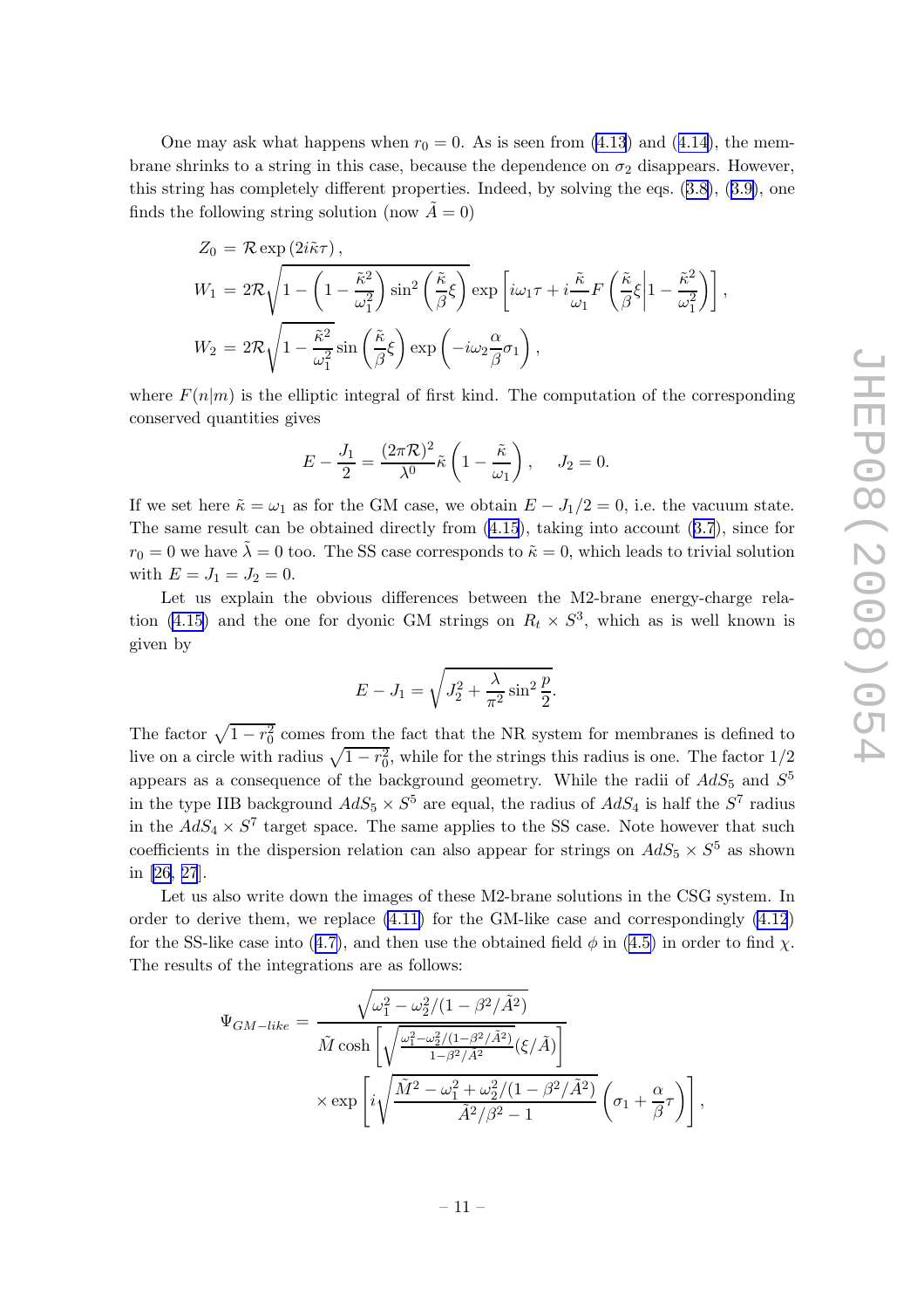One may ask what happens when $r_0 = 0$. As is seen from (4.13) and (4.14), the membrane shrinks to a string in this case, because the dependence on $\sigma_2$ disappears. However, this string has completely different properties. Indeed, by solving the eqs. (3.8), (3.9), one finds the following string solution (now $\tilde{A} = 0$)

$$
\begin{aligned}
Z_0 &= \mathcal{R} \exp\left(2i\tilde{\kappa}\tau\right), \\
W_1 &= 2\mathcal{R}\sqrt{1 - \left(1 - \frac{\tilde{\kappa}^2}{\omega_1^2}\right)\sin^2\left(\frac{\tilde{\kappa}}{\beta}\xi\right)} \exp\left[i\omega_1\tau + i\frac{\tilde{\kappa}}{\omega_1}F\left(\frac{\tilde{\kappa}}{\beta}\xi \middle| 1 - \frac{\tilde{\kappa}^2}{\omega_1^2}\right)\right], \\
W_2 &= 2\mathcal{R}\sqrt{1 - \frac{\tilde{\kappa}^2}{\omega_1^2}} \sin\left(\frac{\tilde{\kappa}}{\beta}\xi\right) \exp\left(-i\omega_2\frac{\alpha}{\beta}\sigma_1\right),
\end{aligned}
$$

where $F(n|m)$ is the elliptic integral of first kind. The computation of the corresponding conserved quantities gives

$$
E - \frac{J_1}{2} = \frac{(2\pi\mathcal{R})^2}{\lambda^0}\tilde{\kappa}\left(1 - \frac{\tilde{\kappa}}{\omega_1}\right), \quad J_2 = 0.
$$

If we set here $\tilde{\kappa} = \omega_1$ as for the GM case, we obtain $E - J_1/2 = 0$, i.e. the vacuum state. The same result can be obtained directly from (4.15), taking into account (3.7), since for $r_0 = 0$ we have $\tilde{\lambda} = 0$ too. The SS case corresponds to $\tilde{\kappa} = 0$, which leads to trivial solution with $E = J_1 = J_2 = 0$.

Let us explain the obvious differences between the M2-brane energy-charge relation (4.15) and the one for dyonic GM strings on $R_t \times S^3$, which as is well known is given by

$$
E - J_1 = \sqrt{J_2^2 + \frac{\lambda}{\pi^2}\sin^2\frac{p}{2}}.
$$

The factor $\sqrt{1 - r_0^2}$ comes from the fact that the NR system for membranes is defined to live on a circle with radius $\sqrt{1 - r_0^2}$, while for the strings this radius is one. The factor $1/2$ appears as a consequence of the background geometry. While the radii of $AdS_5$ and $S^5$ in the type IIB background $AdS_5 \times S^5$ are equal, the radius of $AdS_4$ is half the $S^7$ radius in the $AdS_4 \times S^7$ target space. The same applies to the SS case. Note however that such coefficients in the dispersion relation can also appear for strings on $AdS_5 \times S^5$ as shown in [26, 27].

Let us also write down the images of these M2-brane solutions in the CSG system. In order to derive them, we replace (4.11) for the GM-like case and correspondingly (4.12) for the SS-like case into (4.7), and then use the obtained field $\phi$ in (4.5) in order to find $\chi$. The results of the integrations are as follows:

$$
\begin{aligned}
\Psi_{GM-like} = & \frac{\sqrt{\omega_1^2 - \omega_2^2/(1 - \beta^2/\tilde{A}^2)}}{\tilde{M}\cosh\left[\sqrt{\frac{\omega_1^2 - \omega_2^2/(1-\beta^2/\tilde{A}^2)}{1-\beta^2/\tilde{A}^2}}(\xi/\tilde{A})\right]} \\
& \times \exp\left[i\sqrt{\frac{\tilde{M}^2 - \omega_1^2 + \omega_2^2/(1 - \beta^2/\tilde{A}^2)}{\tilde{A}^2/\beta^2 - 1}}\left(\sigma_1 + \frac{\alpha}{\beta}\tau\right)\right],
\end{aligned}
$$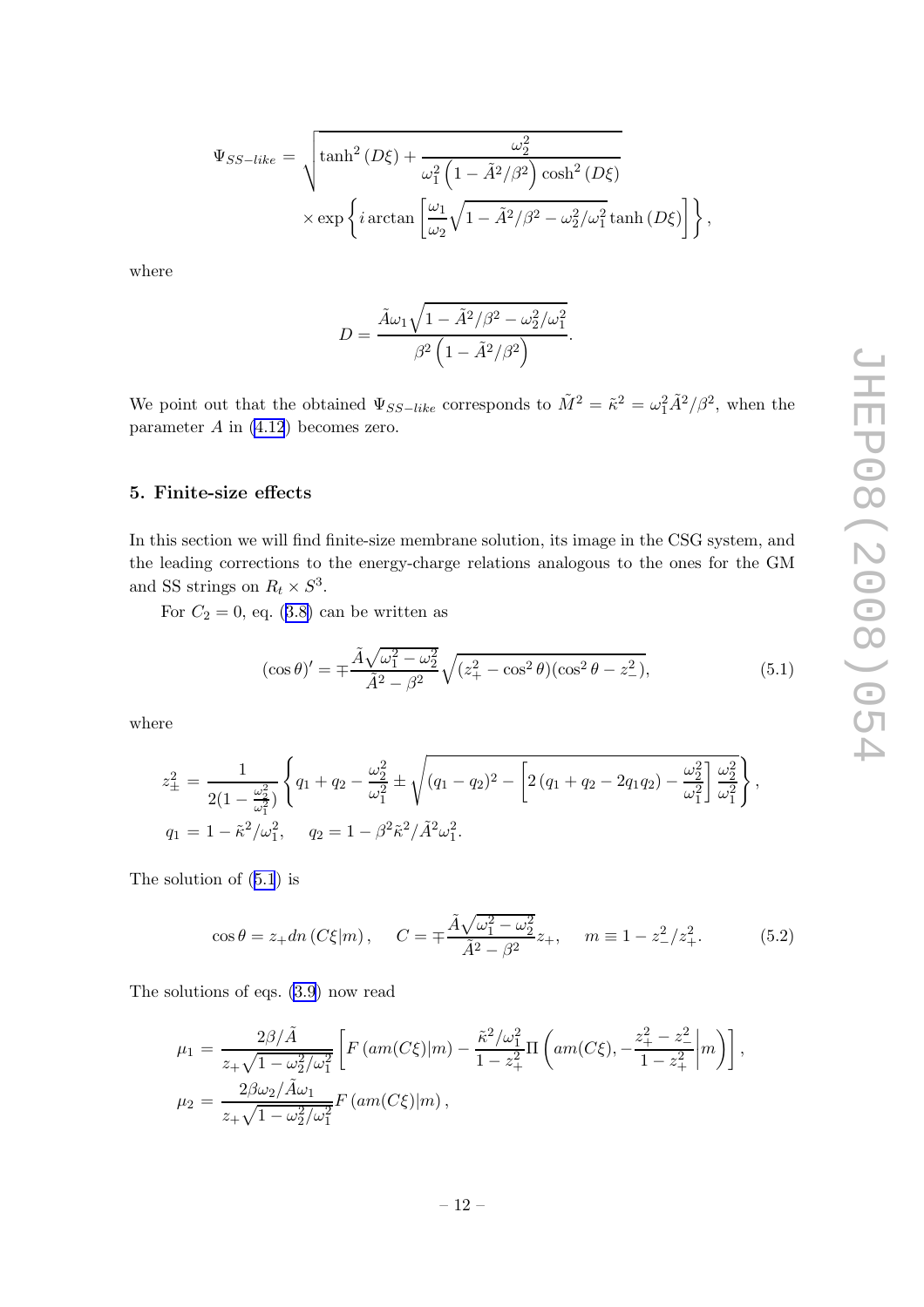$$\Psi_{SS-like} = \sqrt{\tanh^2(D\xi) + \frac{\omega_2^2}{\omega_1^2\left(1-\tilde{A}^2/\beta^2\right)\cosh^2(D\xi)}}$$
$$\times \exp\left\{ i \arctan\left[\frac{\omega_1}{\omega_2}\sqrt{1-\tilde{A}^2/\beta^2-\omega_2^2/\omega_1^2}\tanh(D\xi)\right]\right\},$$

where

$$D = \frac{\tilde{A}\omega_1\sqrt{1-\tilde{A}^2/\beta^2-\omega_2^2/\omega_1^2}}{\beta^2\left(1-\tilde{A}^2/\beta^2\right)}.$$

We point out that the obtained $\Psi_{SS-like}$ corresponds to $\tilde{M}^2 = \tilde{\kappa}^2 = \omega_1^2\tilde{A}^2/\beta^2$, when the parameter $A$ in (4.12) becomes zero.

## 5. Finite-size effects

In this section we will find finite-size membrane solution, its image in the CSG system, and the leading corrections to the energy-charge relations analogous to the ones for the GM and SS strings on $R_t \times S^3$.

For $C_2 = 0$, eq. (3.8) can be written as

$$(\cos\theta)' = \mp\frac{\tilde{A}\sqrt{\omega_1^2-\omega_2^2}}{\tilde{A}^2-\beta^2}\sqrt{(z_+^2-\cos^2\theta)(\cos^2\theta-z_-^2)}, \tag{5.1}$$

where

$$z_\pm^2 = \frac{1}{2(1-\frac{\omega_2^2}{\omega_1^2})}\left\{q_1+q_2-\frac{\omega_2^2}{\omega_1^2} \pm \sqrt{(q_1-q_2)^2-\left[2\left(q_1+q_2-2q_1q_2\right)-\frac{\omega_2^2}{\omega_1^2}\right]\frac{\omega_2^2}{\omega_1^2}}\right\},$$
$$q_1 = 1-\tilde{\kappa}^2/\omega_1^2, \quad q_2 = 1-\beta^2\tilde{\kappa}^2/\tilde{A}^2\omega_1^2.$$

The solution of (5.1) is

$$\cos\theta = z_+ dn\left(C\xi|m\right), \quad C = \mp\frac{\tilde{A}\sqrt{\omega_1^2-\omega_2^2}}{\tilde{A}^2-\beta^2}z_+, \quad m \equiv 1-z_-^2/z_+^2. \tag{5.2}$$

The solutions of eqs. (3.9) now read

$$\mu_1 = \frac{2\beta/\tilde{A}}{z_+\sqrt{1-\omega_2^2/\omega_1^2}}\left[F\left(am(C\xi)|m\right) - \frac{\tilde{\kappa}^2/\omega_1^2}{1-z_+^2}\Pi\left(am(C\xi), -\frac{z_+^2-z_-^2}{1-z_+^2}\middle|m\right)\right],$$
$$\mu_2 = \frac{2\beta\omega_2/\tilde{A}\omega_1}{z_+\sqrt{1-\omega_2^2/\omega_1^2}}F\left(am(C\xi)|m\right),$$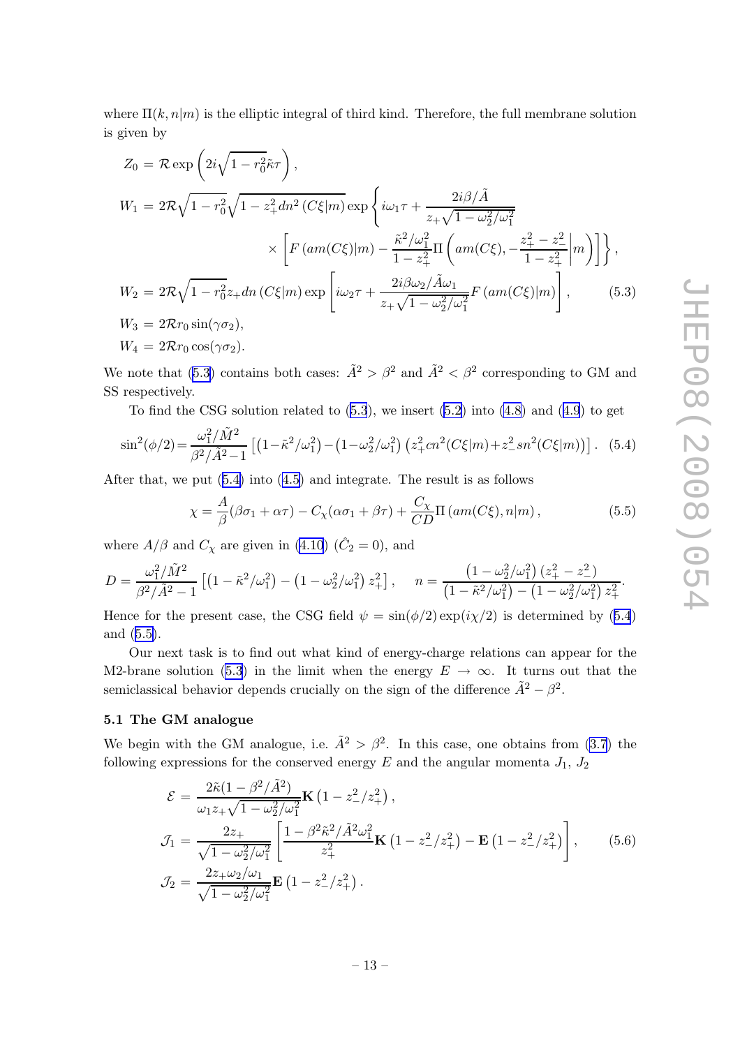where $\Pi(k, n|m)$ is the elliptic integral of third kind. Therefore, the full membrane solution is given by

$$\begin{aligned}
Z_0 &= \mathcal{R} \exp\left(2i\sqrt{1-r_0^2}\tilde{\kappa}\tau\right), \\
W_1 &= 2\mathcal{R}\sqrt{1-r_0^2}\sqrt{1-z_+^2 dn^2\left(C\xi|m\right)} \exp\left\{i\omega_1\tau + \frac{2i\beta/\tilde{A}}{z_+\sqrt{1-\omega_2^2/\omega_1^2}}\right. \\
&\qquad\qquad \left.\times\left[F\left(am(C\xi)|m\right) - \frac{\tilde{\kappa}^2/\omega_1^2}{1-z_+^2}\Pi\left(am(C\xi), -\frac{z_+^2-z_-^2}{1-z_+^2}\middle| m\right)\right]\right\}, \\
W_2 &= 2\mathcal{R}\sqrt{1-r_0^2} z_+ dn\left(C\xi|m\right) \exp\left[i\omega_2\tau + \frac{2i\beta\omega_2/\tilde{A}\omega_1}{z_+\sqrt{1-\omega_2^2/\omega_1^2}} F\left(am(C\xi)|m\right)\right], \qquad (5.3) \\
W_3 &= 2\mathcal{R}r_0 \sin(\gamma\sigma_2), \\
W_4 &= 2\mathcal{R}r_0 \cos(\gamma\sigma_2).
\end{aligned}$$

We note that (5.3) contains both cases: $\tilde{A}^2 > \beta^2$ and $\tilde{A}^2 < \beta^2$ corresponding to GM and SS respectively.

To find the CSG solution related to (5.3), we insert (5.2) into (4.8) and (4.9) to get

$$\sin^2(\phi/2) = \frac{\omega_1^2/\tilde{M}^2}{\beta^2/\tilde{A}^2 - 1}\left[\left(1-\tilde{\kappa}^2/\omega_1^2\right) - \left(1-\omega_2^2/\omega_1^2\right)\left(z_+^2 cn^2(C\xi|m) + z_-^2 sn^2(C\xi|m)\right)\right]. \quad (5.4)$$

After that, we put (5.4) into (4.5) and integrate. The result is as follows

$$\chi = \frac{A}{\beta}(\beta\sigma_1 + \alpha\tau) - C_\chi(\alpha\sigma_1 + \beta\tau) + \frac{C_\chi}{CD}\Pi\left(am(C\xi), n|m\right), \quad (5.5)$$

where $A/\beta$ and $C_\chi$ are given in (4.10) ($\hat{C}_2 = 0$), and

$$D = \frac{\omega_1^2/\tilde{M}^2}{\beta^2/\tilde{A}^2 - 1}\left[\left(1-\tilde{\kappa}^2/\omega_1^2\right) - \left(1-\omega_2^2/\omega_1^2\right)z_+^2\right], \quad n = \frac{\left(1-\omega_2^2/\omega_1^2\right)\left(z_+^2 - z_-^2\right)}{\left(1-\tilde{\kappa}^2/\omega_1^2\right) - \left(1-\omega_2^2/\omega_1^2\right)z_+^2}.$$

Hence for the present case, the CSG field $\psi = \sin(\phi/2)\exp(i\chi/2)$ is determined by (5.4) and (5.5).

Our next task is to find out what kind of energy-charge relations can appear for the M2-brane solution (5.3) in the limit when the energy $E \to \infty$. It turns out that the semiclassical behavior depends crucially on the sign of the difference $\tilde{A}^2 - \beta^2$.

### 5.1 The GM analogue

We begin with the GM analogue, i.e. $\tilde{A}^2 > \beta^2$. In this case, one obtains from (3.7) the following expressions for the conserved energy $E$ and the angular momenta $J_1$, $J_2$

$$\begin{aligned}
\mathcal{E} &= \frac{2\tilde{\kappa}(1-\beta^2/\tilde{A}^2)}{\omega_1 z_+\sqrt{1-\omega_2^2/\omega_1^2}}\mathbf{K}\left(1-z_-^2/z_+^2\right), \\
\mathcal{J}_1 &= \frac{2z_+}{\sqrt{1-\omega_2^2/\omega_1^2}}\left[\frac{1-\beta^2\tilde{\kappa}^2/\tilde{A}^2\omega_1^2}{z_+^2}\mathbf{K}\left(1-z_-^2/z_+^2\right) - \mathbf{E}\left(1-z_-^2/z_+^2\right)\right], \qquad (5.6) \\
\mathcal{J}_2 &= \frac{2z_+\omega_2/\omega_1}{\sqrt{1-\omega_2^2/\omega_1^2}}\mathbf{E}\left(1-z_-^2/z_+^2\right).
\end{aligned}$$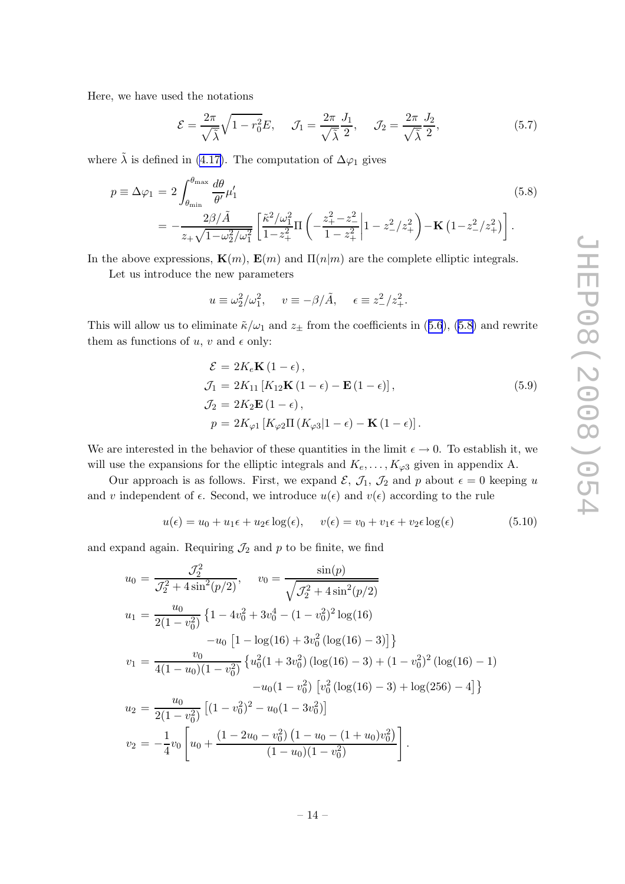Here, we have used the notations

$$\mathcal{E} = \frac{2\pi}{\sqrt{\tilde{\lambda}}}\sqrt{1-r_0^2}E, \quad \mathcal{J}_1 = \frac{2\pi}{\sqrt{\tilde{\lambda}}}\frac{J_1}{2}, \quad \mathcal{J}_2 = \frac{2\pi}{\sqrt{\tilde{\lambda}}}\frac{J_2}{2}, \tag{5.7}$$

where $\tilde{\lambda}$ is defined in (4.17). The computation of $\Delta\varphi_1$ gives

$$\begin{aligned} p \equiv \Delta\varphi_1 &= 2\int_{\theta_{\min}}^{\theta_{\max}} \frac{d\theta}{\theta'}\mu_1' \\ &= -\frac{2\beta/\tilde{A}}{z_+\sqrt{1-\omega_2^2/\omega_1^2}}\left[\frac{\tilde{\kappa}^2/\omega_1^2}{1-z_+^2}\Pi\left(-\frac{z_+^2-z_-^2}{1-z_+^2}\middle|1-z_-^2/z_+^2\right)-\mathbf{K}\left(1-z_-^2/z_+^2\right)\right]. \end{aligned} \tag{5.8}$$

In the above expressions, $\mathbf{K}(m)$, $\mathbf{E}(m)$ and $\Pi(n|m)$ are the complete elliptic integrals.

Let us introduce the new parameters

$$u \equiv \omega_2^2/\omega_1^2, \quad v \equiv -\beta/\tilde{A}, \quad \epsilon \equiv z_-^2/z_+^2.$$

This will allow us to eliminate $\tilde{\kappa}/\omega_1$ and $z_\pm$ from the coefficients in (5.6), (5.8) and rewrite them as functions of $u$, $v$ and $\epsilon$ only:

$$\begin{aligned} \mathcal{E} &= 2K_e\mathbf{K}(1-\epsilon), \\ \mathcal{J}_1 &= 2K_{11}\left[K_{12}\mathbf{K}(1-\epsilon) - \mathbf{E}(1-\epsilon)\right], \\ \mathcal{J}_2 &= 2K_2\mathbf{E}(1-\epsilon), \\ p &= 2K_{\varphi 1}\left[K_{\varphi 2}\Pi(K_{\varphi 3}|1-\epsilon) - \mathbf{K}(1-\epsilon)\right]. \end{aligned} \tag{5.9}$$

We are interested in the behavior of these quantities in the limit $\epsilon \to 0$. To establish it, we will use the expansions for the elliptic integrals and $K_e, \ldots, K_{\varphi 3}$ given in appendix A.

Our approach is as follows. First, we expand $\mathcal{E}$, $\mathcal{J}_1$, $\mathcal{J}_2$ and $p$ about $\epsilon = 0$ keeping $u$ and $v$ independent of $\epsilon$. Second, we introduce $u(\epsilon)$ and $v(\epsilon)$ according to the rule

$$u(\epsilon) = u_0 + u_1\epsilon + u_2\epsilon\log(\epsilon), \quad v(\epsilon) = v_0 + v_1\epsilon + v_2\epsilon\log(\epsilon) \tag{5.10}$$

and expand again. Requiring $\mathcal{J}_2$ and $p$ to be finite, we find

$$\begin{aligned} u_0 &= \frac{\mathcal{J}_2^2}{\mathcal{J}_2^2 + 4\sin^2(p/2)}, \quad v_0 = \frac{\sin(p)}{\sqrt{\mathcal{J}_2^2 + 4\sin^2(p/2)}} \\ u_1 &= \frac{u_0}{2(1-v_0^2)}\left\{1 - 4v_0^2 + 3v_0^4 - (1-v_0^2)^2\log(16)\right. \\ &\qquad \left. - u_0\left[1 - \log(16) + 3v_0^2\left(\log(16) - 3\right)\right]\right\} \\ v_1 &= \frac{v_0}{4(1-u_0)(1-v_0^2)}\left\{u_0^2(1+3v_0^2)\left(\log(16)-3\right) + (1-v_0^2)^2\left(\log(16)-1\right)\right. \\ &\qquad \left. - u_0(1-v_0^2)\left[v_0^2\left(\log(16)-3\right) + \log(256) - 4\right]\right\} \\ u_2 &= \frac{u_0}{2(1-v_0^2)}\left[(1-v_0^2)^2 - u_0(1-3v_0^2)\right] \\ v_2 &= -\frac{1}{4}v_0\left[u_0 + \frac{(1-2u_0-v_0^2)\left(1-u_0-(1+u_0)v_0^2\right)}{(1-u_0)(1-v_0^2)}\right]. \end{aligned}$$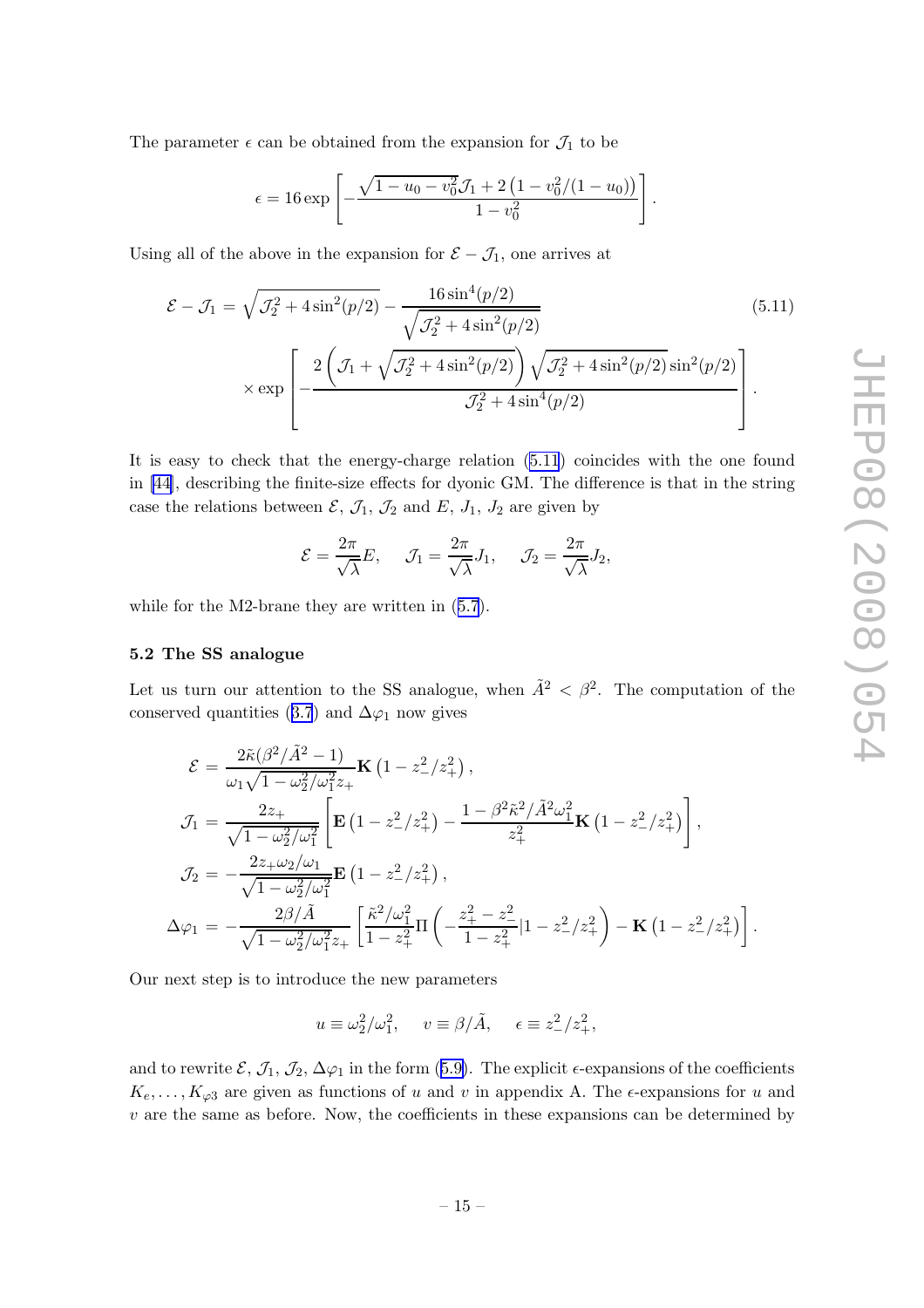The parameter $\epsilon$ can be obtained from the expansion for $\mathcal{J}_1$ to be

$$\epsilon = 16 \exp\left[-\frac{\sqrt{1-u_0-v_0^2}\mathcal{J}_1 + 2\left(1-v_0^2/(1-u_0)\right)}{1-v_0^2}\right].$$

Using all of the above in the expansion for $\mathcal{E}-\mathcal{J}_1$, one arrives at

$$\mathcal{E}-\mathcal{J}_1 = \sqrt{\mathcal{J}_2^2+4\sin^2(p/2)} - \frac{16\sin^4(p/2)}{\sqrt{\mathcal{J}_2^2+4\sin^2(p/2)}} \times \exp\left[-\frac{2\left(\mathcal{J}_1+\sqrt{\mathcal{J}_2^2+4\sin^2(p/2)}\right)\sqrt{\mathcal{J}_2^2+4\sin^2(p/2)}\sin^2(p/2)}{\mathcal{J}_2^2+4\sin^4(p/2)}\right]. \tag{5.11}$$

It is easy to check that the energy-charge relation (5.11) coincides with the one found in [44], describing the finite-size effects for dyonic GM. The difference is that in the string case the relations between $\mathcal{E}$, $\mathcal{J}_1$, $\mathcal{J}_2$ and $E$, $J_1$, $J_2$ are given by

$$\mathcal{E} = \frac{2\pi}{\sqrt{\lambda}}E, \quad \mathcal{J}_1 = \frac{2\pi}{\sqrt{\lambda}}J_1, \quad \mathcal{J}_2 = \frac{2\pi}{\sqrt{\lambda}}J_2,$$

while for the M2-brane they are written in (5.7).

### 5.2 The SS analogue

Let us turn our attention to the SS analogue, when $\tilde{A}^2 < \beta^2$. The computation of the conserved quantities (3.7) and $\Delta\varphi_1$ now gives

$$\begin{aligned}
\mathcal{E} &= \frac{2\tilde{\kappa}(\beta^2/\tilde{A}^2-1)}{\omega_1\sqrt{1-\omega_2^2/\omega_1^2}z_+}\mathbf{K}\left(1-z_-^2/z_+^2\right), \\
\mathcal{J}_1 &= \frac{2z_+}{\sqrt{1-\omega_2^2/\omega_1^2}}\left[\mathbf{E}\left(1-z_-^2/z_+^2\right) - \frac{1-\beta^2\tilde{\kappa}^2/\tilde{A}^2\omega_1^2}{z_+^2}\mathbf{K}\left(1-z_-^2/z_+^2\right)\right], \\
\mathcal{J}_2 &= -\frac{2z_+\omega_2/\omega_1}{\sqrt{1-\omega_2^2/\omega_1^2}}\mathbf{E}\left(1-z_-^2/z_+^2\right), \\
\Delta\varphi_1 &= -\frac{2\beta/\tilde{A}}{\sqrt{1-\omega_2^2/\omega_1^2}z_+}\left[\frac{\tilde{\kappa}^2/\omega_1^2}{1-z_+^2}\Pi\left(-\frac{z_+^2-z_-^2}{1-z_+^2}|1-z_-^2/z_+^2\right) - \mathbf{K}\left(1-z_-^2/z_+^2\right)\right].
\end{aligned}$$

Our next step is to introduce the new parameters

$$u \equiv \omega_2^2/\omega_1^2, \quad v \equiv \beta/\tilde{A}, \quad \epsilon \equiv z_-^2/z_+^2,$$

and to rewrite $\mathcal{E}$, $\mathcal{J}_1$, $\mathcal{J}_2$, $\Delta\varphi_1$ in the form (5.9). The explicit $\epsilon$-expansions of the coefficients $K_e, \ldots, K_{\varphi 3}$ are given as functions of $u$ and $v$ in appendix A. The $\epsilon$-expansions for $u$ and $v$ are the same as before. Now, the coefficients in these expansions can be determined by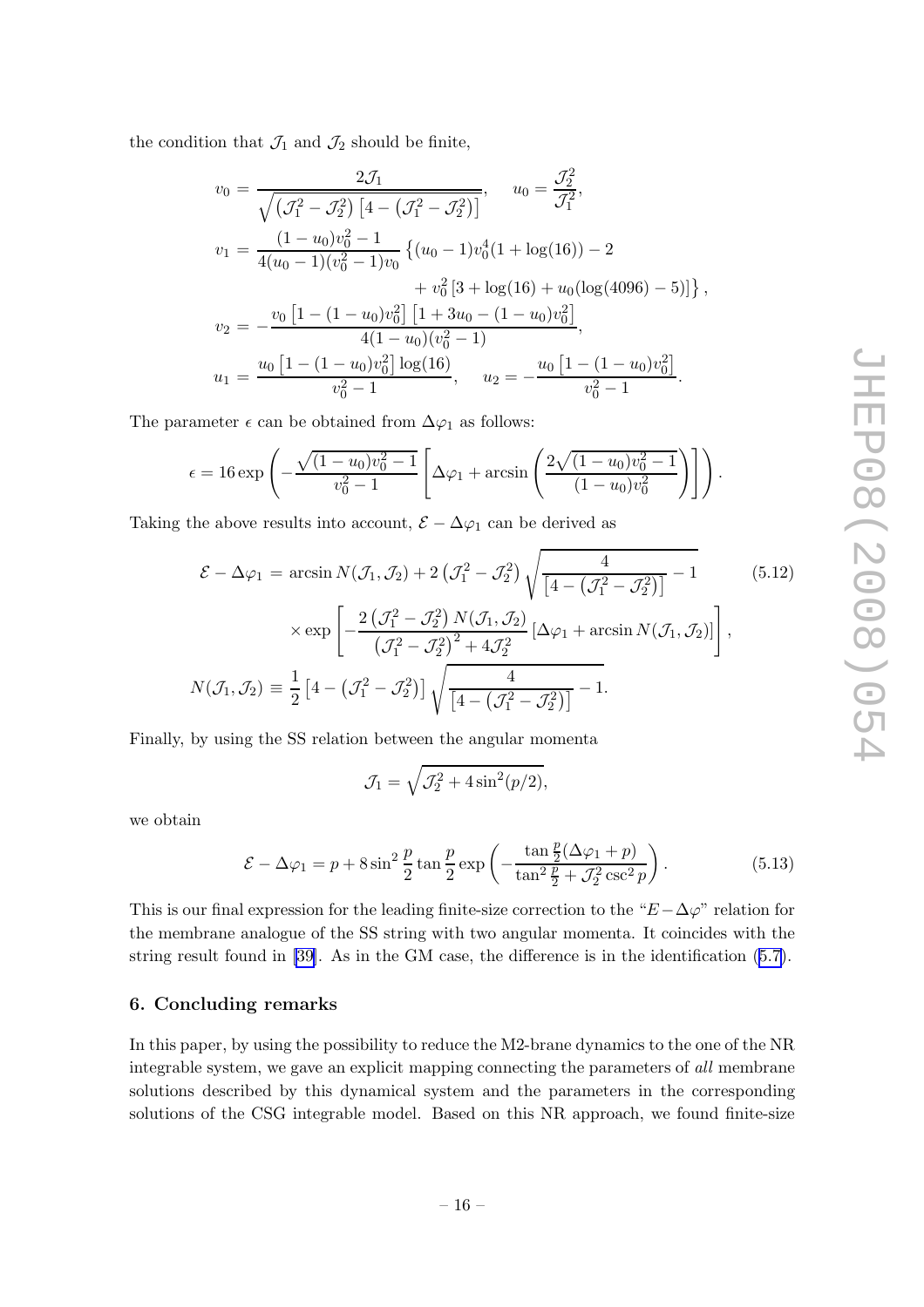the condition that $\mathcal{J}_1$ and $\mathcal{J}_2$ should be finite,

$$
\begin{aligned}
v_0 &= \frac{2\mathcal{J}_1}{\sqrt{\left(\mathcal{J}_1^2-\mathcal{J}_2^2\right)\left[4-\left(\mathcal{J}_1^2-\mathcal{J}_2^2\right)\right]}}, \quad u_0 = \frac{\mathcal{J}_2^2}{\mathcal{J}_1^2}, \\
v_1 &= \frac{(1-u_0)v_0^2-1}{4(u_0-1)(v_0^2-1)v_0}\left\{(u_0-1)v_0^4(1+\log(16))-2\right. \\
&\qquad\qquad \left. + v_0^2\left[3+\log(16)+u_0(\log(4096)-5)\right]\right\}, \\
v_2 &= -\frac{v_0\left[1-(1-u_0)v_0^2\right]\left[1+3u_0-(1-u_0)v_0^2\right]}{4(1-u_0)(v_0^2-1)}, \\
u_1 &= \frac{u_0\left[1-(1-u_0)v_0^2\right]\log(16)}{v_0^2-1}, \quad u_2 = -\frac{u_0\left[1-(1-u_0)v_0^2\right]}{v_0^2-1}.
\end{aligned}
$$

The parameter $\epsilon$ can be obtained from $\Delta\varphi_1$ as follows:

$$
\epsilon = 16\exp\left(-\frac{\sqrt{(1-u_0)v_0^2-1}}{v_0^2-1}\left[\Delta\varphi_1 + \arcsin\left(\frac{2\sqrt{(1-u_0)v_0^2-1}}{(1-u_0)v_0^2}\right)\right]\right).
$$

Taking the above results into account, $\mathcal{E}-\Delta\varphi_1$ can be derived as

$$
\begin{aligned}
\mathcal{E}-\Delta\varphi_1 &= \arcsin N(\mathcal{J}_1,\mathcal{J}_2) + 2\left(\mathcal{J}_1^2-\mathcal{J}_2^2\right)\sqrt{\frac{4}{\left[4-\left(\mathcal{J}_1^2-\mathcal{J}_2^2\right)\right]}-1} \\
&\quad \times \exp\left[-\frac{2\left(\mathcal{J}_1^2-\mathcal{J}_2^2\right)N(\mathcal{J}_1,\mathcal{J}_2)}{\left(\mathcal{J}_1^2-\mathcal{J}_2^2\right)^2+4\mathcal{J}_2^2}\left[\Delta\varphi_1+\arcsin N(\mathcal{J}_1,\mathcal{J}_2)\right]\right], \\
N(\mathcal{J}_1,\mathcal{J}_2) &\equiv \frac{1}{2}\left[4-\left(\mathcal{J}_1^2-\mathcal{J}_2^2\right)\right]\sqrt{\frac{4}{\left[4-\left(\mathcal{J}_1^2-\mathcal{J}_2^2\right)\right]}-1}.
\end{aligned}
\tag{5.12}
$$

Finally, by using the SS relation between the angular momenta

$$
\mathcal{J}_1 = \sqrt{\mathcal{J}_2^2 + 4\sin^2(p/2)},
$$

we obtain

$$
\mathcal{E}-\Delta\varphi_1 = p + 8\sin^2\frac{p}{2}\tan\frac{p}{2}\exp\left(-\frac{\tan\frac{p}{2}(\Delta\varphi_1+p)}{\tan^2\frac{p}{2}+\mathcal{J}_2^2\csc^2 p}\right). \tag{5.13}
$$

This is our final expression for the leading finite-size correction to the "$E-\Delta\varphi$" relation for the membrane analogue of the SS string with two angular momenta. It coincides with the string result found in [39]. As in the GM case, the difference is in the identification (5.7).

## 6. Concluding remarks

In this paper, by using the possibility to reduce the M2-brane dynamics to the one of the NR integrable system, we gave an explicit mapping connecting the parameters of *all* membrane solutions described by this dynamical system and the parameters in the corresponding solutions of the CSG integrable model. Based on this NR approach, we found finite-size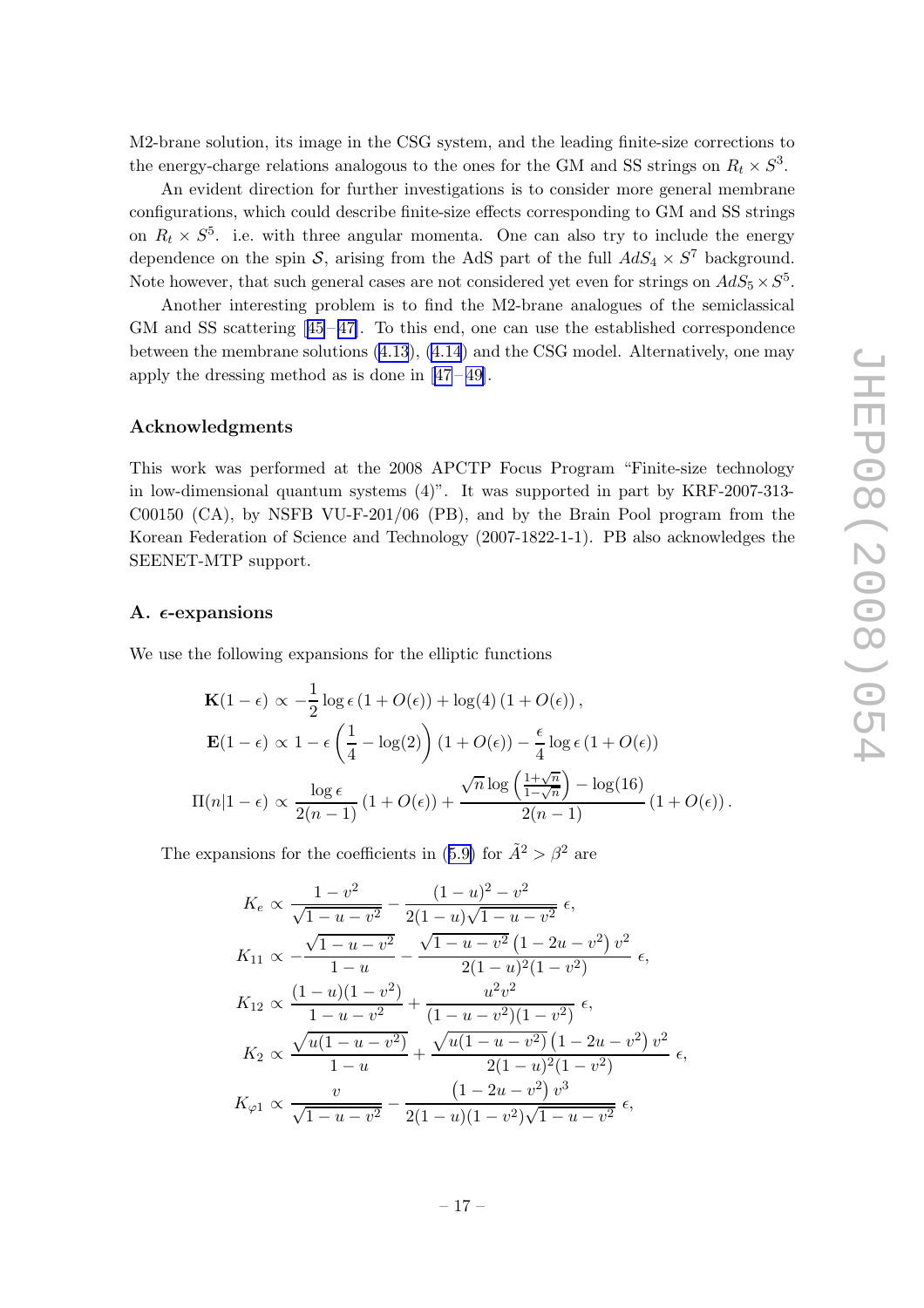M2-brane solution, its image in the CSG system, and the leading finite-size corrections to the energy-charge relations analogous to the ones for the GM and SS strings on $R_t \times S^3$.

An evident direction for further investigations is to consider more general membrane configurations, which could describe finite-size effects corresponding to GM and SS strings on $R_t \times S^5$. i.e. with three angular momenta. One can also try to include the energy dependence on the spin $\mathcal{S}$, arising from the AdS part of the full $AdS_4 \times S^7$ background. Note however, that such general cases are not considered yet even for strings on $AdS_5 \times S^5$.

Another interesting problem is to find the M2-brane analogues of the semiclassical GM and SS scattering [45–47]. To this end, one can use the established correspondence between the membrane solutions (4.13), (4.14) and the CSG model. Alternatively, one may apply the dressing method as is done in [47–49].

### Acknowledgments

This work was performed at the 2008 APCTP Focus Program "Finite-size technology in low-dimensional quantum systems (4)". It was supported in part by KRF-2007-313-C00150 (CA), by NSFB VU-F-201/06 (PB), and by the Brain Pool program from the Korean Federation of Science and Technology (2007-1822-1-1). PB also acknowledges the SEENET-MTP support.

### A. $\epsilon$-expansions

We use the following expansions for the elliptic functions

$$
\begin{aligned}
\mathbf{K}(1-\epsilon) &\propto -\frac{1}{2}\log\epsilon\,(1+O(\epsilon)) + \log(4)\,(1+O(\epsilon)),\\
\mathbf{E}(1-\epsilon) &\propto 1 - \epsilon\left(\frac{1}{4}-\log(2)\right)(1+O(\epsilon)) - \frac{\epsilon}{4}\log\epsilon\,(1+O(\epsilon))\\
\Pi(n|1-\epsilon) &\propto \frac{\log\epsilon}{2(n-1)}\,(1+O(\epsilon)) + \frac{\sqrt{n}\log\left(\frac{1+\sqrt{n}}{1-\sqrt{n}}\right) - \log(16)}{2(n-1)}\,(1+O(\epsilon)).
\end{aligned}
$$

The expansions for the coefficients in (5.9) for $\tilde{A}^2 > \beta^2$ are

$$
\begin{aligned}
K_e &\propto \frac{1-v^2}{\sqrt{1-u-v^2}} - \frac{(1-u)^2-v^2}{2(1-u)\sqrt{1-u-v^2}}\,\epsilon,\\
K_{11} &\propto -\frac{\sqrt{1-u-v^2}}{1-u} - \frac{\sqrt{1-u-v^2}\left(1-2u-v^2\right)v^2}{2(1-u)^2(1-v^2)}\,\epsilon,\\
K_{12} &\propto \frac{(1-u)(1-v^2)}{1-u-v^2} + \frac{u^2v^2}{(1-u-v^2)(1-v^2)}\,\epsilon,\\
K_2 &\propto \frac{\sqrt{u(1-u-v^2)}}{1-u} + \frac{\sqrt{u(1-u-v^2)}\left(1-2u-v^2\right)v^2}{2(1-u)^2(1-v^2)}\,\epsilon,\\
K_{\varphi 1} &\propto \frac{v}{\sqrt{1-u-v^2}} - \frac{\left(1-2u-v^2\right)v^3}{2(1-u)(1-v^2)\sqrt{1-u-v^2}}\,\epsilon,
\end{aligned}
$$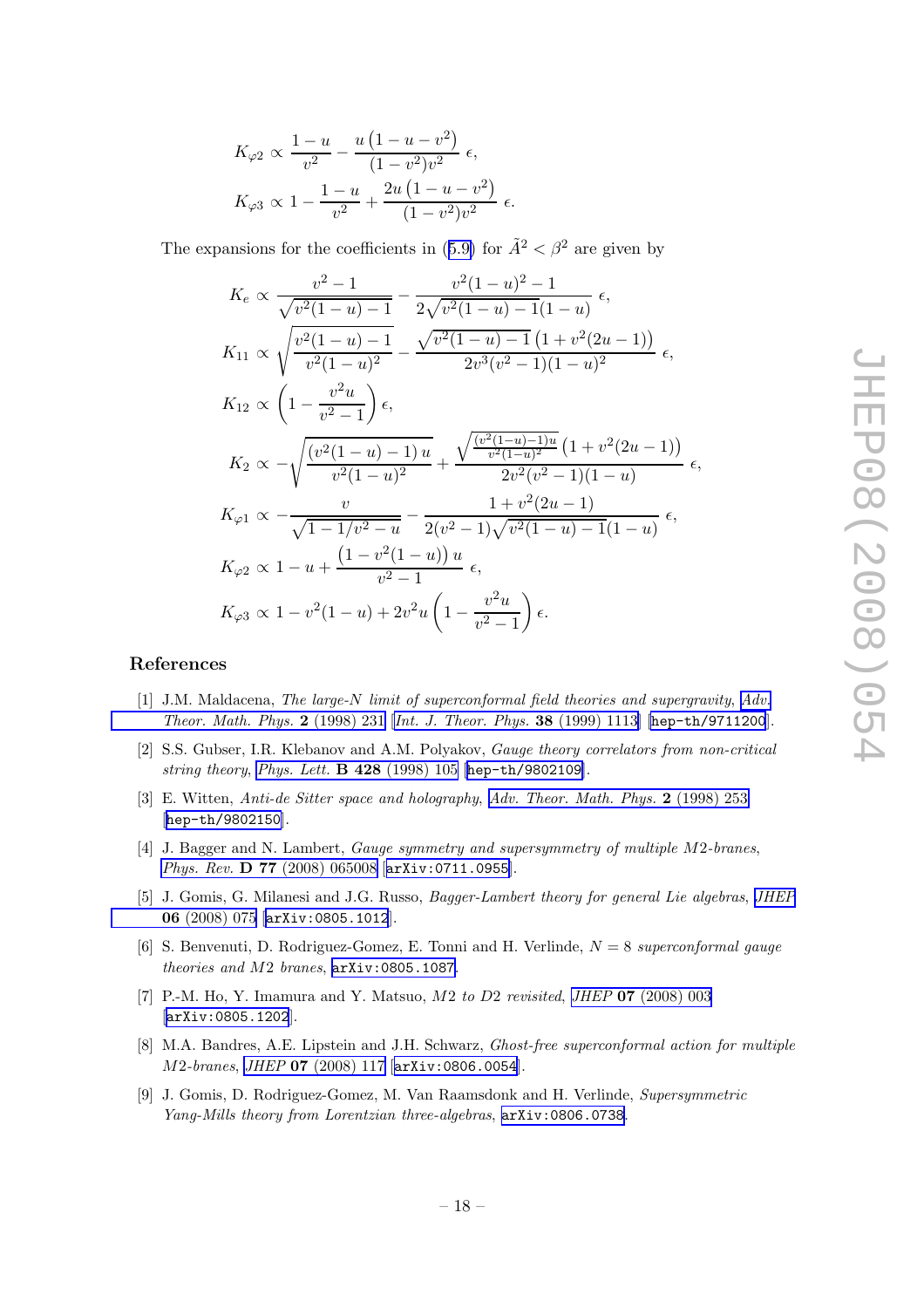$$K_{\varphi 2} \propto \frac{1-u}{v^2} - \frac{u\left(1-u-v^2\right)}{(1-v^2)v^2}\,\epsilon,$$

$$K_{\varphi 3} \propto 1 - \frac{1-u}{v^2} + \frac{2u\left(1-u-v^2\right)}{(1-v^2)v^2}\,\epsilon.$$

The expansions for the coefficients in (5.9) for $\tilde{A}^2 < \beta^2$ are given by

$$K_e \propto \frac{v^2-1}{\sqrt{v^2(1-u)-1}} - \frac{v^2(1-u)^2-1}{2\sqrt{v^2(1-u)-1}(1-u)}\,\epsilon,$$

$$K_{11} \propto \sqrt{\frac{v^2(1-u)-1}{v^2(1-u)^2}} - \frac{\sqrt{v^2(1-u)-1}\left(1+v^2(2u-1)\right)}{2v^3(v^2-1)(1-u)^2}\,\epsilon,$$

$$K_{12} \propto \left(1-\frac{v^2 u}{v^2-1}\right)\epsilon,$$

$$K_2 \propto -\sqrt{\frac{(v^2(1-u)-1)\,u}{v^2(1-u)^2}} + \frac{\sqrt{\frac{(v^2(1-u)-1)u}{v^2(1-u)^2}}\left(1+v^2(2u-1)\right)}{2v^2(v^2-1)(1-u)}\,\epsilon,$$

$$K_{\varphi 1} \propto -\frac{v}{\sqrt{1-1/v^2-u}} - \frac{1+v^2(2u-1)}{2(v^2-1)\sqrt{v^2(1-u)-1}(1-u)}\,\epsilon,$$

$$K_{\varphi 2} \propto 1-u+\frac{\left(1-v^2(1-u)\right)u}{v^2-1}\,\epsilon,$$

$$K_{\varphi 3} \propto 1-v^2(1-u)+2v^2u\left(1-\frac{v^2u}{v^2-1}\right)\epsilon.$$

## References

[1] J.M. Maldacena, *The large-N limit of superconformal field theories and supergravity*, *Adv. Theor. Math. Phys.* **2** (1998) 231 [*Int. J. Theor. Phys.* **38** (1999) 1113] [hep-th/9711200].

[2] S.S. Gubser, I.R. Klebanov and A.M. Polyakov, *Gauge theory correlators from non-critical string theory*, *Phys. Lett.* **B 428** (1998) 105 [hep-th/9802109].

[3] E. Witten, *Anti-de Sitter space and holography*, *Adv. Theor. Math. Phys.* **2** (1998) 253 [hep-th/9802150].

[4] J. Bagger and N. Lambert, *Gauge symmetry and supersymmetry of multiple M2-branes*, *Phys. Rev.* **D 77** (2008) 065008 [arXiv:0711.0955].

[5] J. Gomis, G. Milanesi and J.G. Russo, *Bagger-Lambert theory for general Lie algebras*, *JHEP* **06** (2008) 075 [arXiv:0805.1012].

[6] S. Benvenuti, D. Rodriguez-Gomez, E. Tonni and H. Verlinde, *N = 8 superconformal gauge theories and M2 branes*, arXiv:0805.1087.

[7] P.-M. Ho, Y. Imamura and Y. Matsuo, *M2 to D2 revisited*, *JHEP* **07** (2008) 003 [arXiv:0805.1202].

[8] M.A. Bandres, A.E. Lipstein and J.H. Schwarz, *Ghost-free superconformal action for multiple M2-branes*, *JHEP* **07** (2008) 117 [arXiv:0806.0054].

[9] J. Gomis, D. Rodriguez-Gomez, M. Van Raamsdonk and H. Verlinde, *Supersymmetric Yang-Mills theory from Lorentzian three-algebras*, arXiv:0806.0738.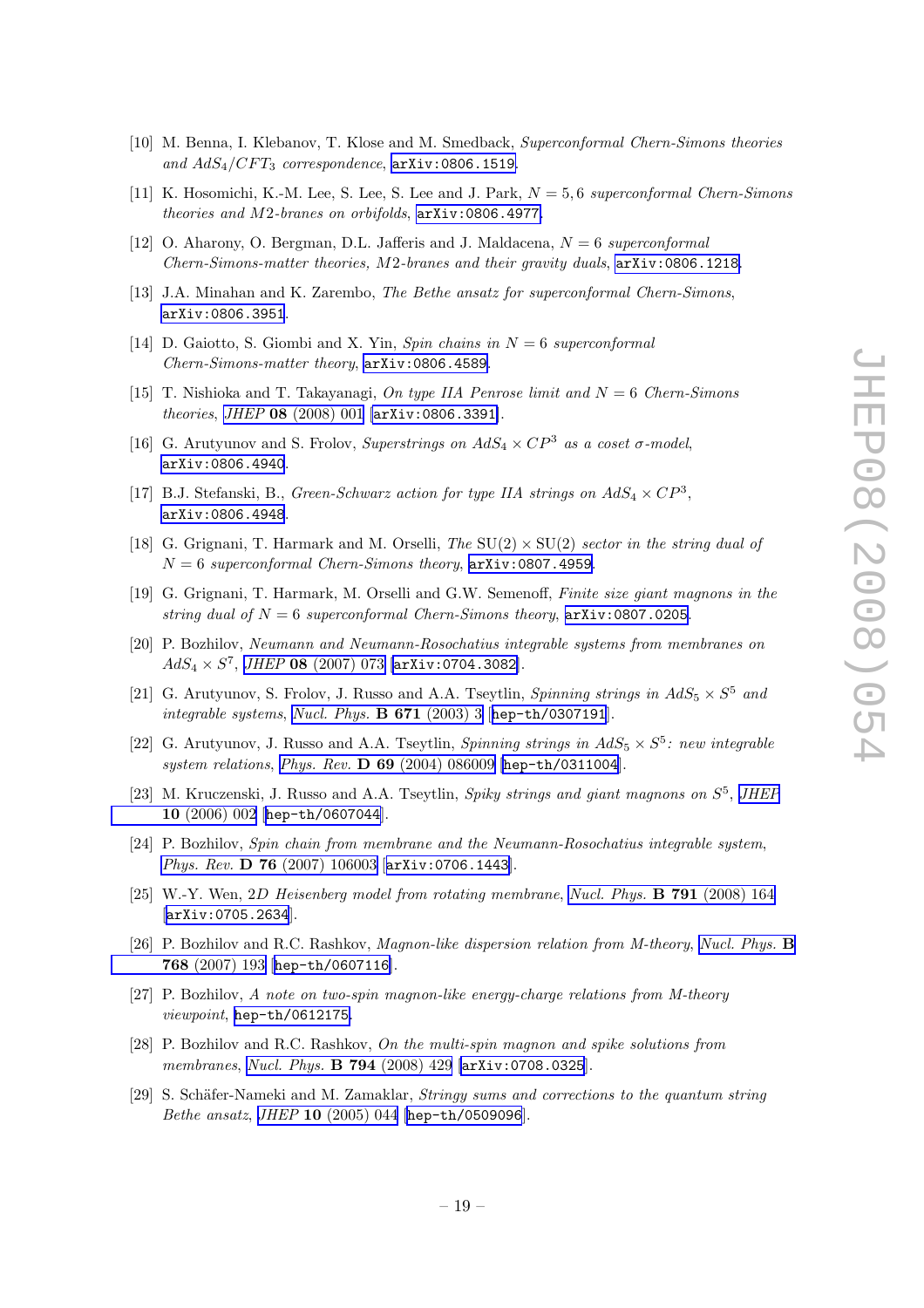[10] M. Benna, I. Klebanov, T. Klose and M. Smedback, *Superconformal Chern-Simons theories and $AdS_4/CFT_3$ correspondence*, arXiv:0806.1519.

[11] K. Hosomichi, K.-M. Lee, S. Lee, S. Lee and J. Park, *$N = 5,6$ superconformal Chern-Simons theories and $M2$-branes on orbifolds*, arXiv:0806.4977.

[12] O. Aharony, O. Bergman, D.L. Jafferis and J. Maldacena, *$N = 6$ superconformal Chern-Simons-matter theories, M2-branes and their gravity duals*, arXiv:0806.1218.

[13] J.A. Minahan and K. Zarembo, *The Bethe ansatz for superconformal Chern-Simons*, arXiv:0806.3951.

[14] D. Gaiotto, S. Giombi and X. Yin, *Spin chains in $N = 6$ superconformal Chern-Simons-matter theory*, arXiv:0806.4589.

[15] T. Nishioka and T. Takayanagi, *On type IIA Penrose limit and $N = 6$ Chern-Simons theories*, *JHEP* **08** (2008) 001 [arXiv:0806.3391].

[16] G. Arutyunov and S. Frolov, *Superstrings on $AdS_4 \times CP^3$ as a coset $\sigma$-model*, arXiv:0806.4940.

[17] B.J. Stefanski, B., *Green-Schwarz action for type IIA strings on $AdS_4 \times CP^3$*, arXiv:0806.4948.

[18] G. Grignani, T. Harmark and M. Orselli, *The $\mathrm{SU}(2) \times \mathrm{SU}(2)$ sector in the string dual of $N = 6$ superconformal Chern-Simons theory*, arXiv:0807.4959.

[19] G. Grignani, T. Harmark, M. Orselli and G.W. Semenoff, *Finite size giant magnons in the string dual of $N = 6$ superconformal Chern-Simons theory*, arXiv:0807.0205.

[20] P. Bozhilov, *Neumann and Neumann-Rosochatius integrable systems from membranes on $AdS_4 \times S^7$*, *JHEP* **08** (2007) 073 [arXiv:0704.3082].

[21] G. Arutyunov, S. Frolov, J. Russo and A.A. Tseytlin, *Spinning strings in $AdS_5 \times S^5$ and integrable systems*, *Nucl. Phys.* **B 671** (2003) 3 [hep-th/0307191].

[22] G. Arutyunov, J. Russo and A.A. Tseytlin, *Spinning strings in $AdS_5 \times S^5$: new integrable system relations*, *Phys. Rev.* **D 69** (2004) 086009 [hep-th/0311004].

[23] M. Kruczenski, J. Russo and A.A. Tseytlin, *Spiky strings and giant magnons on $S^5$*, *JHEP* **10** (2006) 002 [hep-th/0607044].

[24] P. Bozhilov, *Spin chain from membrane and the Neumann-Rosochatius integrable system*, *Phys. Rev.* **D 76** (2007) 106003 [arXiv:0706.1443].

[25] W.-Y. Wen, *2D Heisenberg model from rotating membrane*, *Nucl. Phys.* **B 791** (2008) 164 [arXiv:0705.2634].

[26] P. Bozhilov and R.C. Rashkov, *Magnon-like dispersion relation from M-theory*, *Nucl. Phys.* **B 768** (2007) 193 [hep-th/0607116].

[27] P. Bozhilov, *A note on two-spin magnon-like energy-charge relations from M-theory viewpoint*, hep-th/0612175.

[28] P. Bozhilov and R.C. Rashkov, *On the multi-spin magnon and spike solutions from membranes*, *Nucl. Phys.* **B 794** (2008) 429 [arXiv:0708.0325].

[29] S. Schäfer-Nameki and M. Zamaklar, *Stringy sums and corrections to the quantum string Bethe ansatz*, *JHEP* **10** (2005) 044 [hep-th/0509096].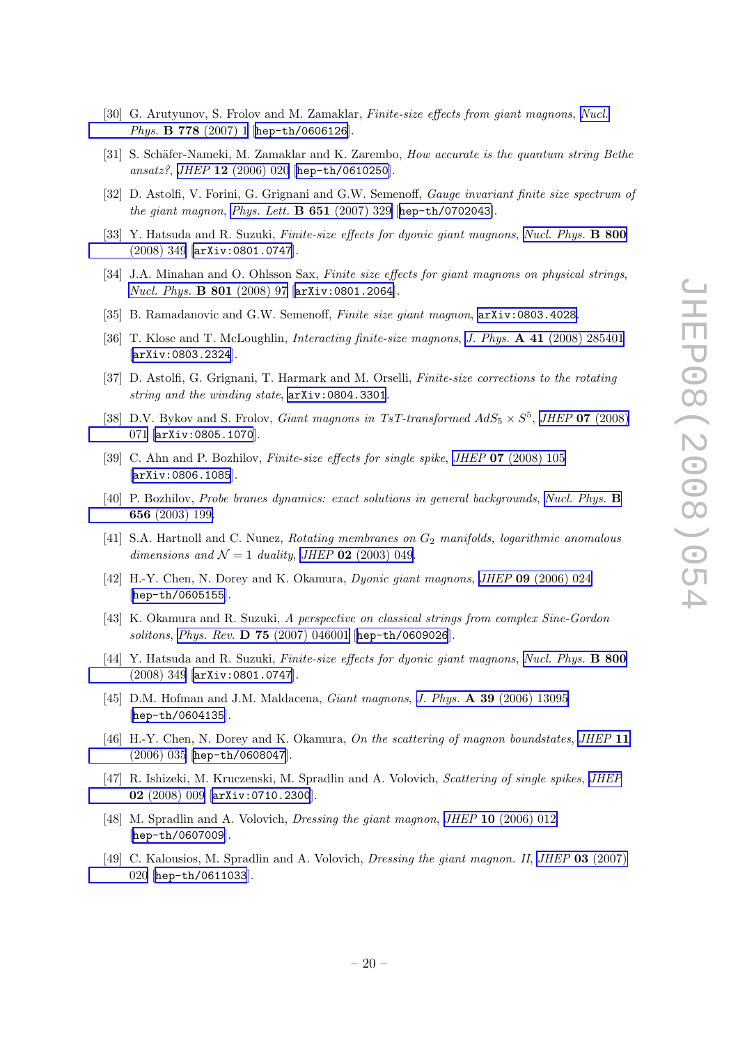[30] G. Arutyunov, S. Frolov and M. Zamaklar, *Finite-size effects from giant magnons*, *Nucl. Phys.* **B 778** (2007) 1 [hep-th/0606126].

[31] S. Schäfer-Nameki, M. Zamaklar and K. Zarembo, *How accurate is the quantum string Bethe ansatz?*, *JHEP* **12** (2006) 020 [hep-th/0610250].

[32] D. Astolfi, V. Forini, G. Grignani and G.W. Semenoff, *Gauge invariant finite size spectrum of the giant magnon*, *Phys. Lett.* **B 651** (2007) 329 [hep-th/0702043].

[33] Y. Hatsuda and R. Suzuki, *Finite-size effects for dyonic giant magnons*, *Nucl. Phys.* **B 800** (2008) 349 [arXiv:0801.0747].

[34] J.A. Minahan and O. Ohlsson Sax, *Finite size effects for giant magnons on physical strings*, *Nucl. Phys.* **B 801** (2008) 97 [arXiv:0801.2064].

[35] B. Ramadanovic and G.W. Semenoff, *Finite size giant magnon*, arXiv:0803.4028.

[36] T. Klose and T. McLoughlin, *Interacting finite-size magnons*, *J. Phys.* **A 41** (2008) 285401 [arXiv:0803.2324].

[37] D. Astolfi, G. Grignani, T. Harmark and M. Orselli, *Finite-size corrections to the rotating string and the winding state*, arXiv:0804.3301.

[38] D.V. Bykov and S. Frolov, *Giant magnons in TsT-transformed $AdS_5 \times S^5$*, *JHEP* **07** (2008) 071 [arXiv:0805.1070].

[39] C. Ahn and P. Bozhilov, *Finite-size effects for single spike*, *JHEP* **07** (2008) 105 [arXiv:0806.1085].

[40] P. Bozhilov, *Probe branes dynamics: exact solutions in general backgrounds*, *Nucl. Phys.* **B 656** (2003) 199.

[41] S.A. Hartnoll and C. Nunez, *Rotating membranes on $G_2$ manifolds, logarithmic anomalous dimensions and $\mathcal{N} = 1$ duality*, *JHEP* **02** (2003) 049.

[42] H.-Y. Chen, N. Dorey and K. Okamura, *Dyonic giant magnons*, *JHEP* **09** (2006) 024 [hep-th/0605155].

[43] K. Okamura and R. Suzuki, *A perspective on classical strings from complex Sine-Gordon solitons*, *Phys. Rev.* **D 75** (2007) 046001 [hep-th/0609026].

[44] Y. Hatsuda and R. Suzuki, *Finite-size effects for dyonic giant magnons*, *Nucl. Phys.* **B 800** (2008) 349 [arXiv:0801.0747].

[45] D.M. Hofman and J.M. Maldacena, *Giant magnons*, *J. Phys.* **A 39** (2006) 13095 [hep-th/0604135].

[46] H.-Y. Chen, N. Dorey and K. Okamura, *On the scattering of magnon boundstates*, *JHEP* **11** (2006) 035 [hep-th/0608047].

[47] R. Ishizeki, M. Kruczenski, M. Spradlin and A. Volovich, *Scattering of single spikes*, *JHEP* **02** (2008) 009 [arXiv:0710.2300].

[48] M. Spradlin and A. Volovich, *Dressing the giant magnon*, *JHEP* **10** (2006) 012 [hep-th/0607009].

[49] C. Kalousios, M. Spradlin and A. Volovich, *Dressing the giant magnon. II*, *JHEP* **03** (2007) 020 [hep-th/0611033].